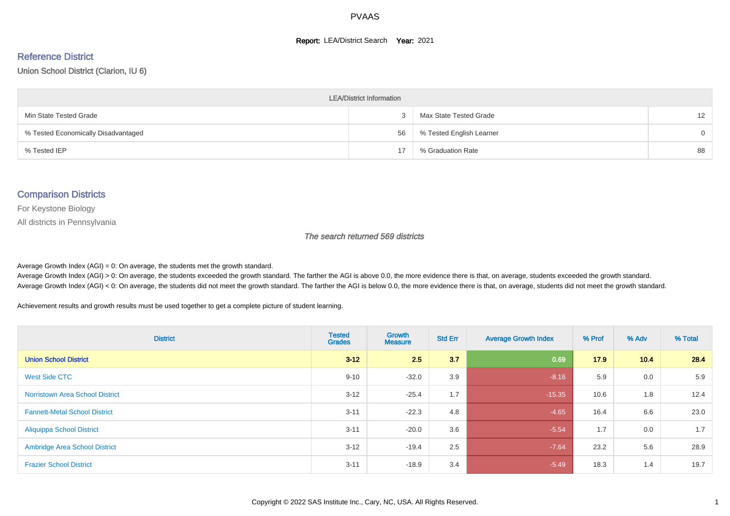# PVAAS

**Report:** LEA/District Search **Year:** 2021

## Reference District

Union School District (Clarion, IU 6)

| LEA/District Information | | | |
|---|---|---|---|
| Min State Tested Grade | 3 | Max State Tested Grade | 12 |
| % Tested Economically Disadvantaged | 56 | % Tested English Learner | 0 |
| % Tested IEP | 17 | % Graduation Rate | 88 |

## Comparison Districts

For Keystone Biology

All districts in Pennsylvania

*The search returned 569 districts*

Average Growth Index (AGI) = 0: On average, the students met the growth standard.
Average Growth Index (AGI) > 0: On average, the students exceeded the growth standard. The farther the AGI is above 0.0, the more evidence there is that, on average, students exceeded the growth standard.
Average Growth Index (AGI) < 0: On average, the students did not meet the growth standard. The farther the AGI is below 0.0, the more evidence there is that, on average, students did not meet the growth standard.

Achievement results and growth results must be used together to get a complete picture of student learning.

| District | Tested Grades | Growth Measure | Std Err | Average Growth Index | % Prof | % Adv | % Total |
|---|---|---|---|---|---|---|---|
| **Union School District** | **3-12** | **2.5** | **3.7** | **0.69** | **17.9** | **10.4** | **28.4** |
| West Side CTC | 9-10 | -32.0 | 3.9 | -8.16 | 5.9 | 0.0 | 5.9 |
| Norristown Area School District | 3-12 | -25.4 | 1.7 | -15.35 | 10.6 | 1.8 | 12.4 |
| Fannett-Metal School District | 3-11 | -22.3 | 4.8 | -4.65 | 16.4 | 6.6 | 23.0 |
| Aliquippa School District | 3-11 | -20.0 | 3.6 | -5.54 | 1.7 | 0.0 | 1.7 |
| Ambridge Area School District | 3-12 | -19.4 | 2.5 | -7.64 | 23.2 | 5.6 | 28.9 |
| Frazier School District | 3-11 | -18.9 | 3.4 | -5.49 | 18.3 | 1.4 | 19.7 |

Copyright © 2022 SAS Institute Inc., Cary, NC, USA. All Rights Reserved.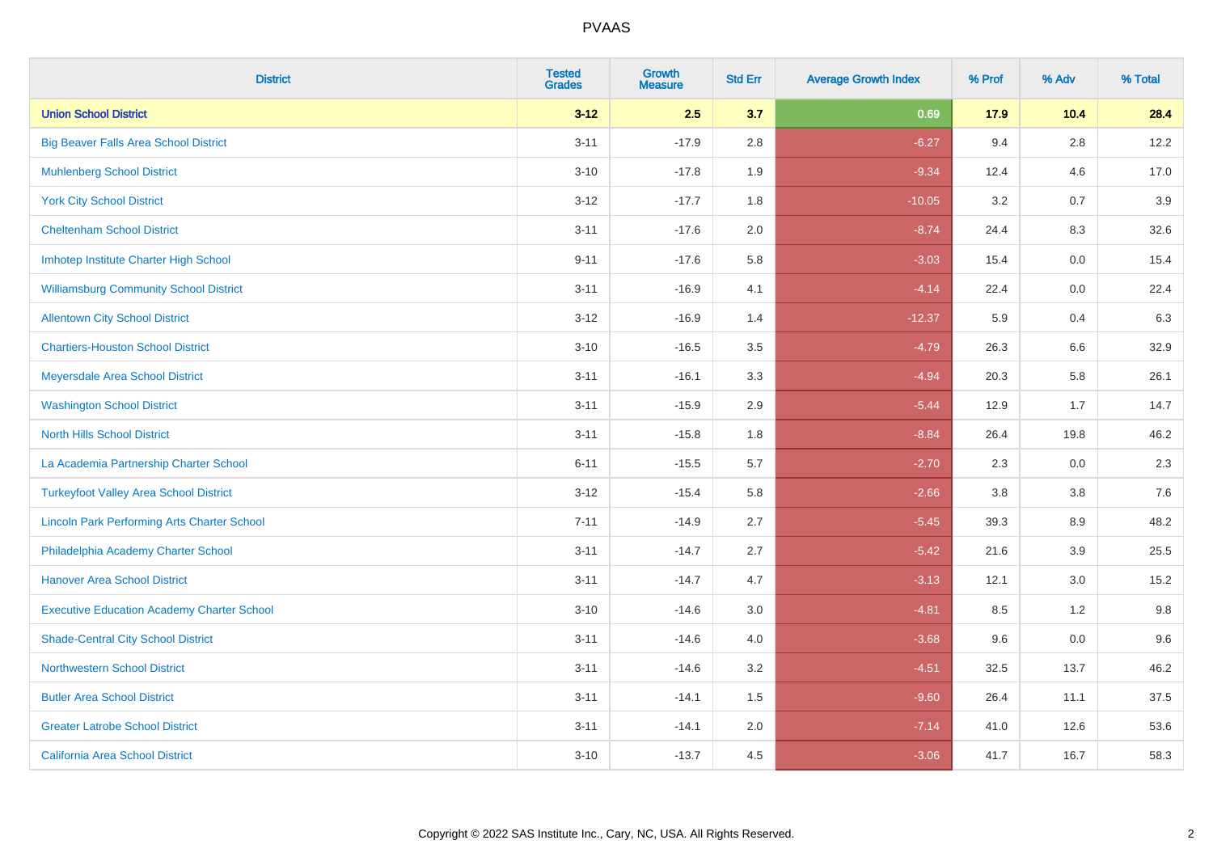# PVAAS

| District | Tested Grades | Growth Measure | Std Err | Average Growth Index | % Prof | % Adv | % Total |
|---|---|---|---|---|---|---|---|
| **Union School District** | **3-12** | **2.5** | **3.7** | **0.69** | **17.9** | **10.4** | **28.4** |
| Big Beaver Falls Area School District | 3-11 | -17.9 | 2.8 | -6.27 | 9.4 | 2.8 | 12.2 |
| Muhlenberg School District | 3-10 | -17.8 | 1.9 | -9.34 | 12.4 | 4.6 | 17.0 |
| York City School District | 3-12 | -17.7 | 1.8 | -10.05 | 3.2 | 0.7 | 3.9 |
| Cheltenham School District | 3-11 | -17.6 | 2.0 | -8.74 | 24.4 | 8.3 | 32.6 |
| Imhotep Institute Charter High School | 9-11 | -17.6 | 5.8 | -3.03 | 15.4 | 0.0 | 15.4 |
| Williamsburg Community School District | 3-11 | -16.9 | 4.1 | -4.14 | 22.4 | 0.0 | 22.4 |
| Allentown City School District | 3-12 | -16.9 | 1.4 | -12.37 | 5.9 | 0.4 | 6.3 |
| Chartiers-Houston School District | 3-10 | -16.5 | 3.5 | -4.79 | 26.3 | 6.6 | 32.9 |
| Meyersdale Area School District | 3-11 | -16.1 | 3.3 | -4.94 | 20.3 | 5.8 | 26.1 |
| Washington School District | 3-11 | -15.9 | 2.9 | -5.44 | 12.9 | 1.7 | 14.7 |
| North Hills School District | 3-11 | -15.8 | 1.8 | -8.84 | 26.4 | 19.8 | 46.2 |
| La Academia Partnership Charter School | 6-11 | -15.5 | 5.7 | -2.70 | 2.3 | 0.0 | 2.3 |
| Turkeyfoot Valley Area School District | 3-12 | -15.4 | 5.8 | -2.66 | 3.8 | 3.8 | 7.6 |
| Lincoln Park Performing Arts Charter School | 7-11 | -14.9 | 2.7 | -5.45 | 39.3 | 8.9 | 48.2 |
| Philadelphia Academy Charter School | 3-11 | -14.7 | 2.7 | -5.42 | 21.6 | 3.9 | 25.5 |
| Hanover Area School District | 3-11 | -14.7 | 4.7 | -3.13 | 12.1 | 3.0 | 15.2 |
| Executive Education Academy Charter School | 3-10 | -14.6 | 3.0 | -4.81 | 8.5 | 1.2 | 9.8 |
| Shade-Central City School District | 3-11 | -14.6 | 4.0 | -3.68 | 9.6 | 0.0 | 9.6 |
| Northwestern School District | 3-11 | -14.6 | 3.2 | -4.51 | 32.5 | 13.7 | 46.2 |
| Butler Area School District | 3-11 | -14.1 | 1.5 | -9.60 | 26.4 | 11.1 | 37.5 |
| Greater Latrobe School District | 3-11 | -14.1 | 2.0 | -7.14 | 41.0 | 12.6 | 53.6 |
| California Area School District | 3-10 | -13.7 | 4.5 | -3.06 | 41.7 | 16.7 | 58.3 |

Copyright © 2022 SAS Institute Inc., Cary, NC, USA. All Rights Reserved.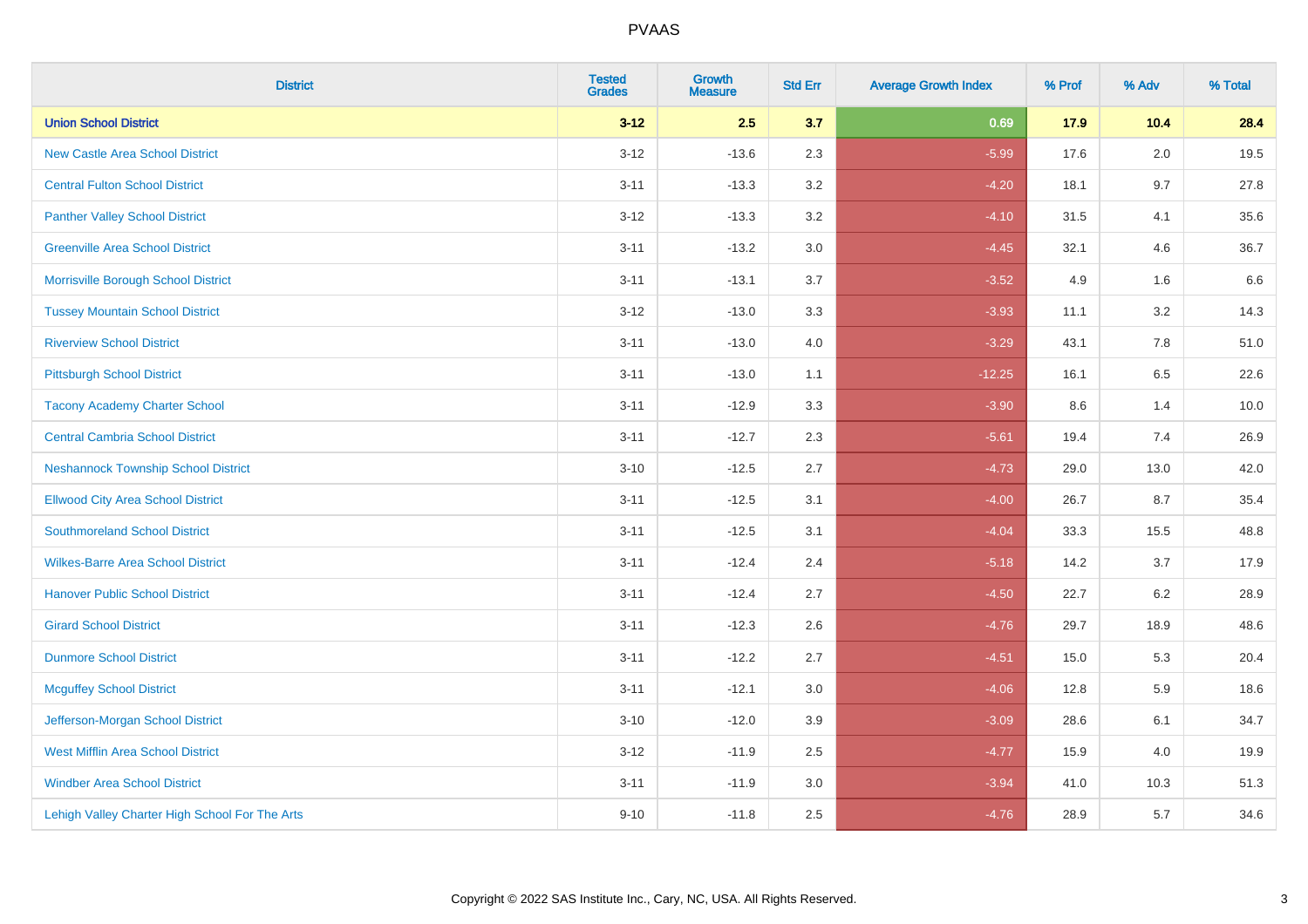# PVAAS

| District | Tested Grades | Growth Measure | Std Err | Average Growth Index | % Prof | % Adv | % Total |
|---|---|---|---|---|---|---|---|
| **Union School District** | **3-12** | **2.5** | **3.7** | **0.69** | **17.9** | **10.4** | **28.4** |
| New Castle Area School District | 3-12 | -13.6 | 2.3 | -5.99 | 17.6 | 2.0 | 19.5 |
| Central Fulton School District | 3-11 | -13.3 | 3.2 | -4.20 | 18.1 | 9.7 | 27.8 |
| Panther Valley School District | 3-12 | -13.3 | 3.2 | -4.10 | 31.5 | 4.1 | 35.6 |
| Greenville Area School District | 3-11 | -13.2 | 3.0 | -4.45 | 32.1 | 4.6 | 36.7 |
| Morrisville Borough School District | 3-11 | -13.1 | 3.7 | -3.52 | 4.9 | 1.6 | 6.6 |
| Tussey Mountain School District | 3-12 | -13.0 | 3.3 | -3.93 | 11.1 | 3.2 | 14.3 |
| Riverview School District | 3-11 | -13.0 | 4.0 | -3.29 | 43.1 | 7.8 | 51.0 |
| Pittsburgh School District | 3-11 | -13.0 | 1.1 | -12.25 | 16.1 | 6.5 | 22.6 |
| Tacony Academy Charter School | 3-11 | -12.9 | 3.3 | -3.90 | 8.6 | 1.4 | 10.0 |
| Central Cambria School District | 3-11 | -12.7 | 2.3 | -5.61 | 19.4 | 7.4 | 26.9 |
| Neshannock Township School District | 3-10 | -12.5 | 2.7 | -4.73 | 29.0 | 13.0 | 42.0 |
| Ellwood City Area School District | 3-11 | -12.5 | 3.1 | -4.00 | 26.7 | 8.7 | 35.4 |
| Southmoreland School District | 3-11 | -12.5 | 3.1 | -4.04 | 33.3 | 15.5 | 48.8 |
| Wilkes-Barre Area School District | 3-11 | -12.4 | 2.4 | -5.18 | 14.2 | 3.7 | 17.9 |
| Hanover Public School District | 3-11 | -12.4 | 2.7 | -4.50 | 22.7 | 6.2 | 28.9 |
| Girard School District | 3-11 | -12.3 | 2.6 | -4.76 | 29.7 | 18.9 | 48.6 |
| Dunmore School District | 3-11 | -12.2 | 2.7 | -4.51 | 15.0 | 5.3 | 20.4 |
| Mcguffey School District | 3-11 | -12.1 | 3.0 | -4.06 | 12.8 | 5.9 | 18.6 |
| Jefferson-Morgan School District | 3-10 | -12.0 | 3.9 | -3.09 | 28.6 | 6.1 | 34.7 |
| West Mifflin Area School District | 3-12 | -11.9 | 2.5 | -4.77 | 15.9 | 4.0 | 19.9 |
| Windber Area School District | 3-11 | -11.9 | 3.0 | -3.94 | 41.0 | 10.3 | 51.3 |
| Lehigh Valley Charter High School For The Arts | 9-10 | -11.8 | 2.5 | -4.76 | 28.9 | 5.7 | 34.6 |

Copyright © 2022 SAS Institute Inc., Cary, NC, USA. All Rights Reserved.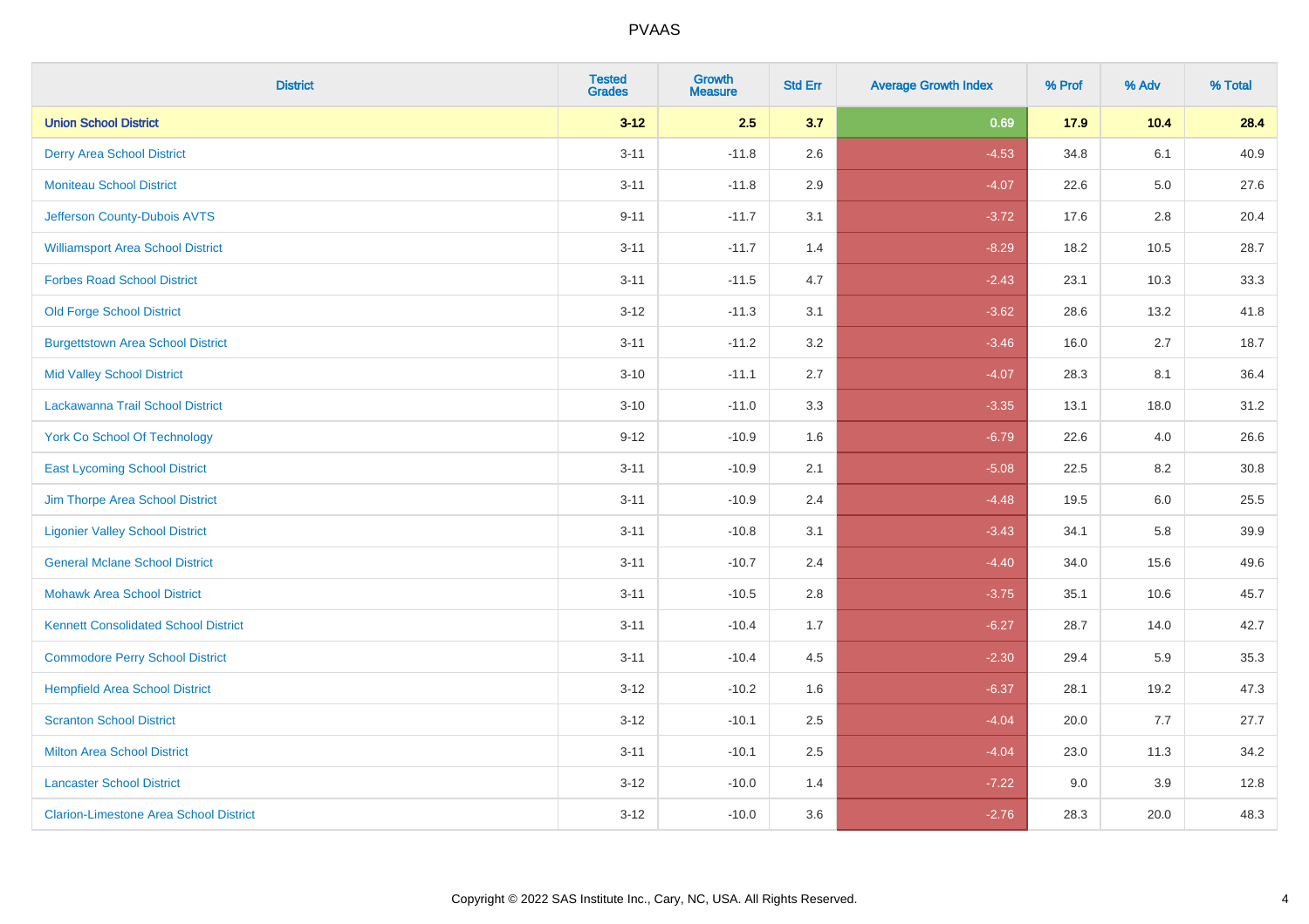PVAAS

| District | Tested Grades | Growth Measure | Std Err | Average Growth Index | % Prof | % Adv | % Total |
|---|---|---|---|---|---|---|---|
| **Union School District** | **3-12** | **2.5** | **3.7** | **0.69** | **17.9** | **10.4** | **28.4** |
| Derry Area School District | 3-11 | -11.8 | 2.6 | -4.53 | 34.8 | 6.1 | 40.9 |
| Moniteau School District | 3-11 | -11.8 | 2.9 | -4.07 | 22.6 | 5.0 | 27.6 |
| Jefferson County-Dubois AVTS | 9-11 | -11.7 | 3.1 | -3.72 | 17.6 | 2.8 | 20.4 |
| Williamsport Area School District | 3-11 | -11.7 | 1.4 | -8.29 | 18.2 | 10.5 | 28.7 |
| Forbes Road School District | 3-11 | -11.5 | 4.7 | -2.43 | 23.1 | 10.3 | 33.3 |
| Old Forge School District | 3-12 | -11.3 | 3.1 | -3.62 | 28.6 | 13.2 | 41.8 |
| Burgettstown Area School District | 3-11 | -11.2 | 3.2 | -3.46 | 16.0 | 2.7 | 18.7 |
| Mid Valley School District | 3-10 | -11.1 | 2.7 | -4.07 | 28.3 | 8.1 | 36.4 |
| Lackawanna Trail School District | 3-10 | -11.0 | 3.3 | -3.35 | 13.1 | 18.0 | 31.2 |
| York Co School Of Technology | 9-12 | -10.9 | 1.6 | -6.79 | 22.6 | 4.0 | 26.6 |
| East Lycoming School District | 3-11 | -10.9 | 2.1 | -5.08 | 22.5 | 8.2 | 30.8 |
| Jim Thorpe Area School District | 3-11 | -10.9 | 2.4 | -4.48 | 19.5 | 6.0 | 25.5 |
| Ligonier Valley School District | 3-11 | -10.8 | 3.1 | -3.43 | 34.1 | 5.8 | 39.9 |
| General Mclane School District | 3-11 | -10.7 | 2.4 | -4.40 | 34.0 | 15.6 | 49.6 |
| Mohawk Area School District | 3-11 | -10.5 | 2.8 | -3.75 | 35.1 | 10.6 | 45.7 |
| Kennett Consolidated School District | 3-11 | -10.4 | 1.7 | -6.27 | 28.7 | 14.0 | 42.7 |
| Commodore Perry School District | 3-11 | -10.4 | 4.5 | -2.30 | 29.4 | 5.9 | 35.3 |
| Hempfield Area School District | 3-12 | -10.2 | 1.6 | -6.37 | 28.1 | 19.2 | 47.3 |
| Scranton School District | 3-12 | -10.1 | 2.5 | -4.04 | 20.0 | 7.7 | 27.7 |
| Milton Area School District | 3-11 | -10.1 | 2.5 | -4.04 | 23.0 | 11.3 | 34.2 |
| Lancaster School District | 3-12 | -10.0 | 1.4 | -7.22 | 9.0 | 3.9 | 12.8 |
| Clarion-Limestone Area School District | 3-12 | -10.0 | 3.6 | -2.76 | 28.3 | 20.0 | 48.3 |

Copyright © 2022 SAS Institute Inc., Cary, NC, USA. All Rights Reserved.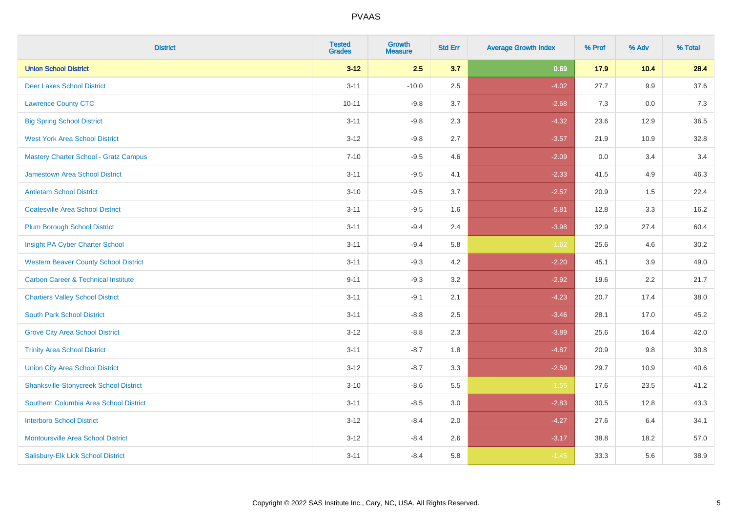# PVAAS

| District | Tested Grades | Growth Measure | Std Err | Average Growth Index | % Prof | % Adv | % Total |
|---|---|---|---|---|---|---|---|
| **Union School District** | **3-12** | **2.5** | **3.7** | **0.69** | **17.9** | **10.4** | **28.4** |
| Deer Lakes School District | 3-11 | -10.0 | 2.5 | -4.02 | 27.7 | 9.9 | 37.6 |
| Lawrence County CTC | 10-11 | -9.8 | 3.7 | -2.68 | 7.3 | 0.0 | 7.3 |
| Big Spring School District | 3-11 | -9.8 | 2.3 | -4.32 | 23.6 | 12.9 | 36.5 |
| West York Area School District | 3-12 | -9.8 | 2.7 | -3.57 | 21.9 | 10.9 | 32.8 |
| Mastery Charter School - Gratz Campus | 7-10 | -9.5 | 4.6 | -2.09 | 0.0 | 3.4 | 3.4 |
| Jamestown Area School District | 3-11 | -9.5 | 4.1 | -2.33 | 41.5 | 4.9 | 46.3 |
| Antietam School District | 3-10 | -9.5 | 3.7 | -2.57 | 20.9 | 1.5 | 22.4 |
| Coatesville Area School District | 3-11 | -9.5 | 1.6 | -5.81 | 12.8 | 3.3 | 16.2 |
| Plum Borough School District | 3-11 | -9.4 | 2.4 | -3.98 | 32.9 | 27.4 | 60.4 |
| Insight PA Cyber Charter School | 3-11 | -9.4 | 5.8 | -1.62 | 25.6 | 4.6 | 30.2 |
| Western Beaver County School District | 3-11 | -9.3 | 4.2 | -2.20 | 45.1 | 3.9 | 49.0 |
| Carbon Career & Technical Institute | 9-11 | -9.3 | 3.2 | -2.92 | 19.6 | 2.2 | 21.7 |
| Chartiers Valley School District | 3-11 | -9.1 | 2.1 | -4.23 | 20.7 | 17.4 | 38.0 |
| South Park School District | 3-11 | -8.8 | 2.5 | -3.46 | 28.1 | 17.0 | 45.2 |
| Grove City Area School District | 3-12 | -8.8 | 2.3 | -3.89 | 25.6 | 16.4 | 42.0 |
| Trinity Area School District | 3-11 | -8.7 | 1.8 | -4.87 | 20.9 | 9.8 | 30.8 |
| Union City Area School District | 3-12 | -8.7 | 3.3 | -2.59 | 29.7 | 10.9 | 40.6 |
| Shanksville-Stonycreek School District | 3-10 | -8.6 | 5.5 | -1.55 | 17.6 | 23.5 | 41.2 |
| Southern Columbia Area School District | 3-11 | -8.5 | 3.0 | -2.83 | 30.5 | 12.8 | 43.3 |
| Interboro School District | 3-12 | -8.4 | 2.0 | -4.27 | 27.6 | 6.4 | 34.1 |
| Montoursville Area School District | 3-12 | -8.4 | 2.6 | -3.17 | 38.8 | 18.2 | 57.0 |
| Salisbury-Elk Lick School District | 3-11 | -8.4 | 5.8 | -1.45 | 33.3 | 5.6 | 38.9 |

Copyright © 2022 SAS Institute Inc., Cary, NC, USA. All Rights Reserved.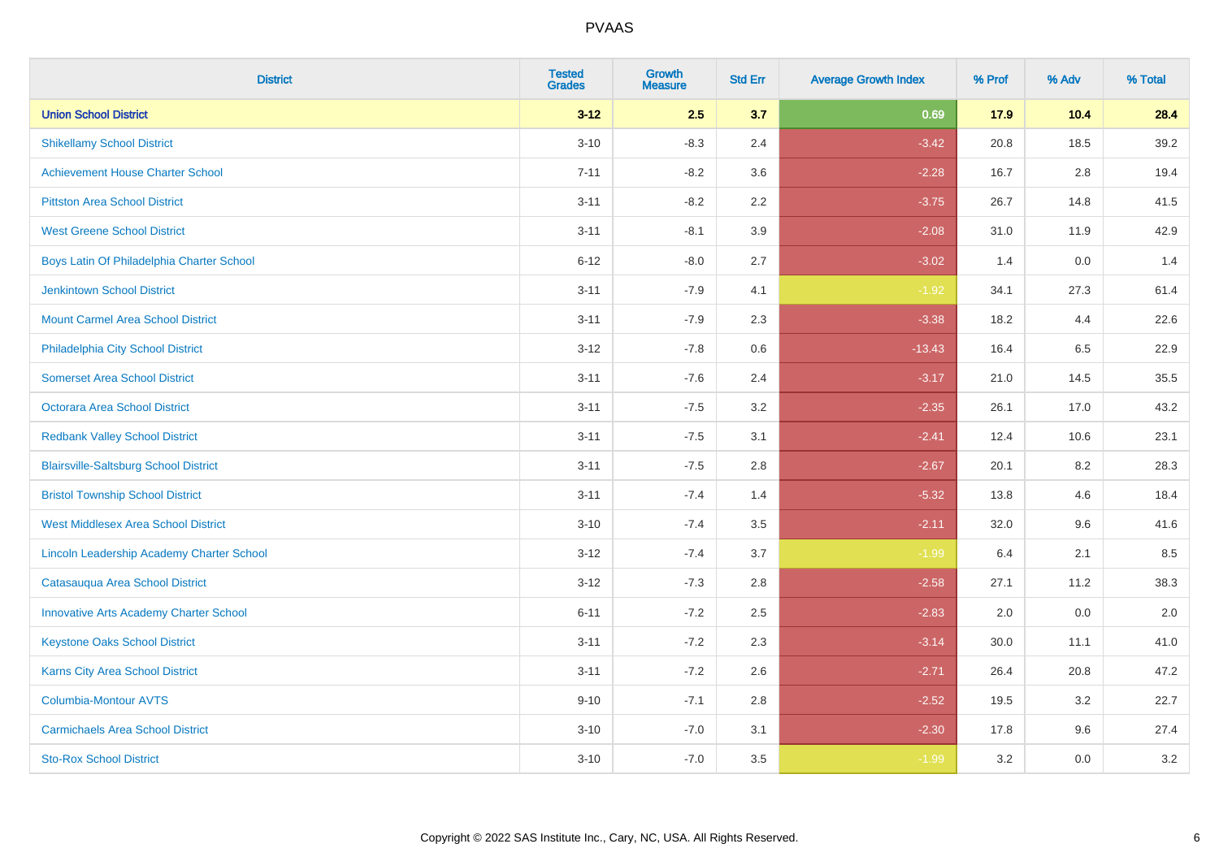# PVAAS

| District | Tested Grades | Growth Measure | Std Err | Average Growth Index | % Prof | % Adv | % Total |
|---|---|---|---|---|---|---|---|
| **Union School District** | **3-12** | **2.5** | **3.7** | **0.69** | **17.9** | **10.4** | **28.4** |
| Shikellamy School District | 3-10 | -8.3 | 2.4 | -3.42 | 20.8 | 18.5 | 39.2 |
| Achievement House Charter School | 7-11 | -8.2 | 3.6 | -2.28 | 16.7 | 2.8 | 19.4 |
| Pittston Area School District | 3-11 | -8.2 | 2.2 | -3.75 | 26.7 | 14.8 | 41.5 |
| West Greene School District | 3-11 | -8.1 | 3.9 | -2.08 | 31.0 | 11.9 | 42.9 |
| Boys Latin Of Philadelphia Charter School | 6-12 | -8.0 | 2.7 | -3.02 | 1.4 | 0.0 | 1.4 |
| Jenkintown School District | 3-11 | -7.9 | 4.1 | -1.92 | 34.1 | 27.3 | 61.4 |
| Mount Carmel Area School District | 3-11 | -7.9 | 2.3 | -3.38 | 18.2 | 4.4 | 22.6 |
| Philadelphia City School District | 3-12 | -7.8 | 0.6 | -13.43 | 16.4 | 6.5 | 22.9 |
| Somerset Area School District | 3-11 | -7.6 | 2.4 | -3.17 | 21.0 | 14.5 | 35.5 |
| Octorara Area School District | 3-11 | -7.5 | 3.2 | -2.35 | 26.1 | 17.0 | 43.2 |
| Redbank Valley School District | 3-11 | -7.5 | 3.1 | -2.41 | 12.4 | 10.6 | 23.1 |
| Blairsville-Saltsburg School District | 3-11 | -7.5 | 2.8 | -2.67 | 20.1 | 8.2 | 28.3 |
| Bristol Township School District | 3-11 | -7.4 | 1.4 | -5.32 | 13.8 | 4.6 | 18.4 |
| West Middlesex Area School District | 3-10 | -7.4 | 3.5 | -2.11 | 32.0 | 9.6 | 41.6 |
| Lincoln Leadership Academy Charter School | 3-12 | -7.4 | 3.7 | -1.99 | 6.4 | 2.1 | 8.5 |
| Catasauqua Area School District | 3-12 | -7.3 | 2.8 | -2.58 | 27.1 | 11.2 | 38.3 |
| Innovative Arts Academy Charter School | 6-11 | -7.2 | 2.5 | -2.83 | 2.0 | 0.0 | 2.0 |
| Keystone Oaks School District | 3-11 | -7.2 | 2.3 | -3.14 | 30.0 | 11.1 | 41.0 |
| Karns City Area School District | 3-11 | -7.2 | 2.6 | -2.71 | 26.4 | 20.8 | 47.2 |
| Columbia-Montour AVTS | 9-10 | -7.1 | 2.8 | -2.52 | 19.5 | 3.2 | 22.7 |
| Carmichaels Area School District | 3-10 | -7.0 | 3.1 | -2.30 | 17.8 | 9.6 | 27.4 |
| Sto-Rox School District | 3-10 | -7.0 | 3.5 | -1.99 | 3.2 | 0.0 | 3.2 |

Copyright © 2022 SAS Institute Inc., Cary, NC, USA. All Rights Reserved.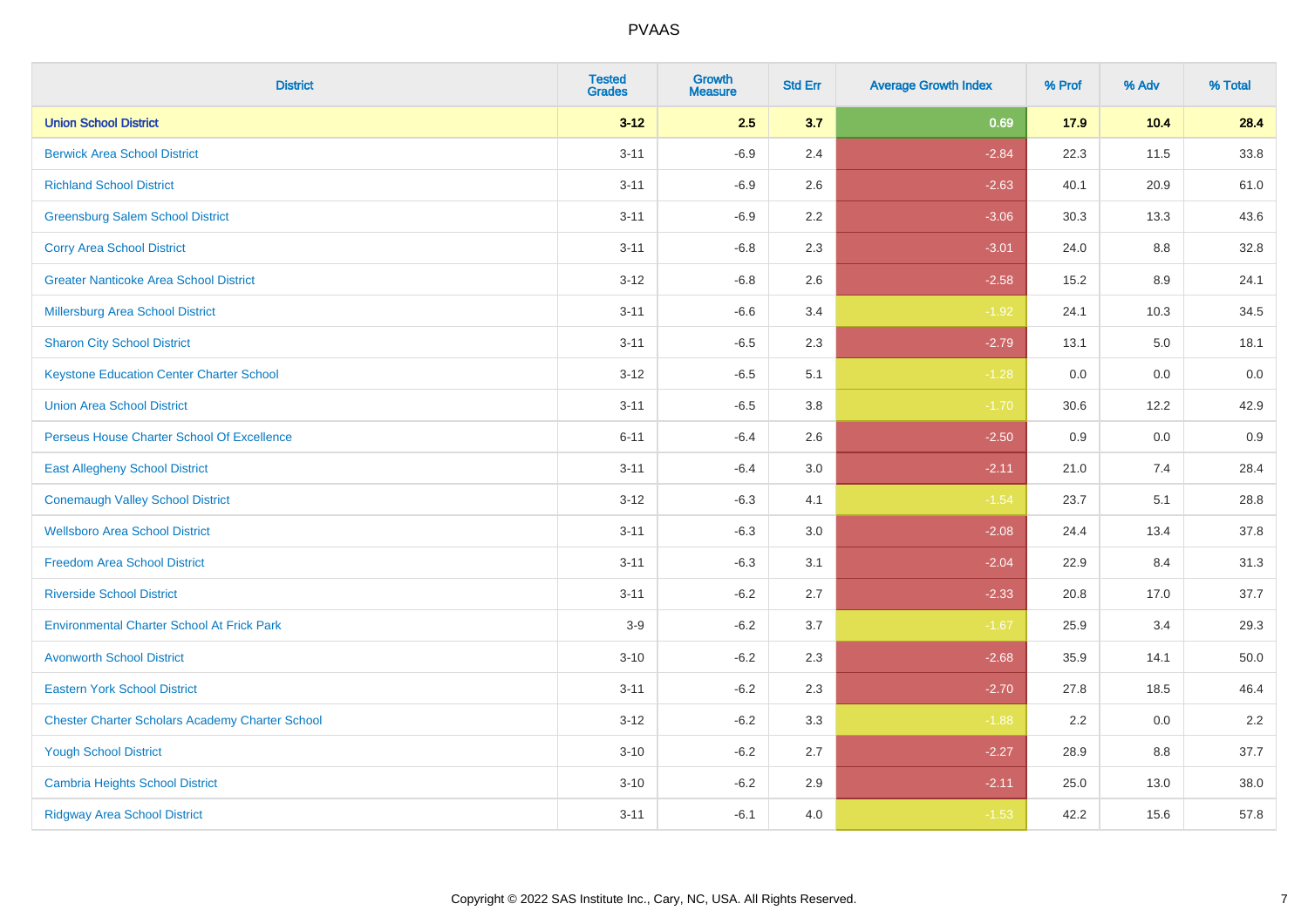| District | Tested Grades | Growth Measure | Std Err | Average Growth Index | % Prof | % Adv | % Total |
|---|---|---|---|---|---|---|---|
| **Union School District** | **3-12** | **2.5** | **3.7** | **0.69** | **17.9** | **10.4** | **28.4** |
| Berwick Area School District | 3-11 | -6.9 | 2.4 | -2.84 | 22.3 | 11.5 | 33.8 |
| Richland School District | 3-11 | -6.9 | 2.6 | -2.63 | 40.1 | 20.9 | 61.0 |
| Greensburg Salem School District | 3-11 | -6.9 | 2.2 | -3.06 | 30.3 | 13.3 | 43.6 |
| Corry Area School District | 3-11 | -6.8 | 2.3 | -3.01 | 24.0 | 8.8 | 32.8 |
| Greater Nanticoke Area School District | 3-12 | -6.8 | 2.6 | -2.58 | 15.2 | 8.9 | 24.1 |
| Millersburg Area School District | 3-11 | -6.6 | 3.4 | -1.92 | 24.1 | 10.3 | 34.5 |
| Sharon City School District | 3-11 | -6.5 | 2.3 | -2.79 | 13.1 | 5.0 | 18.1 |
| Keystone Education Center Charter School | 3-12 | -6.5 | 5.1 | -1.28 | 0.0 | 0.0 | 0.0 |
| Union Area School District | 3-11 | -6.5 | 3.8 | -1.70 | 30.6 | 12.2 | 42.9 |
| Perseus House Charter School Of Excellence | 6-11 | -6.4 | 2.6 | -2.50 | 0.9 | 0.0 | 0.9 |
| East Allegheny School District | 3-11 | -6.4 | 3.0 | -2.11 | 21.0 | 7.4 | 28.4 |
| Conemaugh Valley School District | 3-12 | -6.3 | 4.1 | -1.54 | 23.7 | 5.1 | 28.8 |
| Wellsboro Area School District | 3-11 | -6.3 | 3.0 | -2.08 | 24.4 | 13.4 | 37.8 |
| Freedom Area School District | 3-11 | -6.3 | 3.1 | -2.04 | 22.9 | 8.4 | 31.3 |
| Riverside School District | 3-11 | -6.2 | 2.7 | -2.33 | 20.8 | 17.0 | 37.7 |
| Environmental Charter School At Frick Park | 3-9 | -6.2 | 3.7 | -1.67 | 25.9 | 3.4 | 29.3 |
| Avonworth School District | 3-10 | -6.2 | 2.3 | -2.68 | 35.9 | 14.1 | 50.0 |
| Eastern York School District | 3-11 | -6.2 | 2.3 | -2.70 | 27.8 | 18.5 | 46.4 |
| Chester Charter Scholars Academy Charter School | 3-12 | -6.2 | 3.3 | -1.88 | 2.2 | 0.0 | 2.2 |
| Yough School District | 3-10 | -6.2 | 2.7 | -2.27 | 28.9 | 8.8 | 37.7 |
| Cambria Heights School District | 3-10 | -6.2 | 2.9 | -2.11 | 25.0 | 13.0 | 38.0 |
| Ridgway Area School District | 3-11 | -6.1 | 4.0 | -1.53 | 42.2 | 15.6 | 57.8 |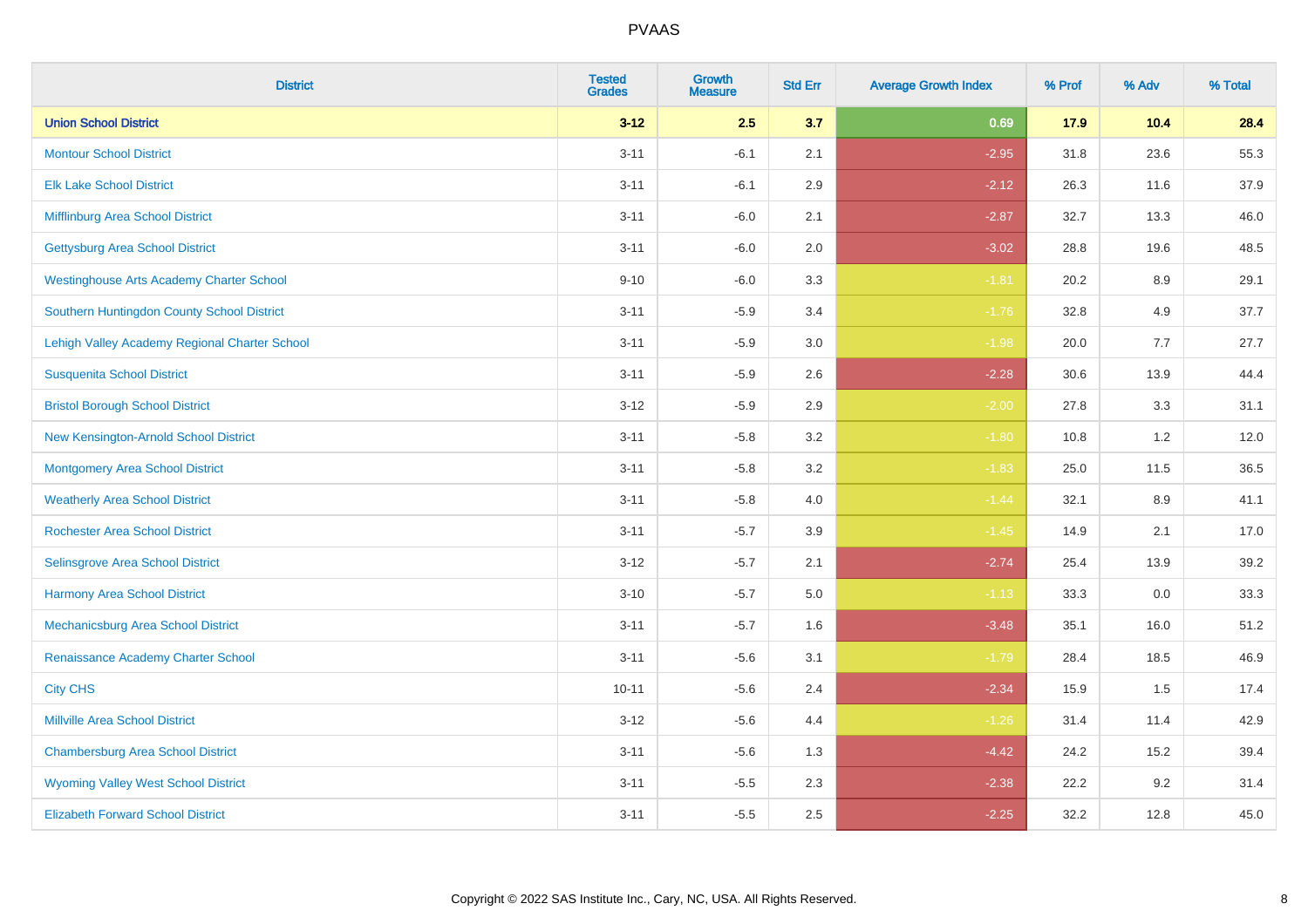| District | Tested Grades | Growth Measure | Std Err | Average Growth Index | % Prof | % Adv | % Total |
|---|---|---|---|---|---|---|---|
| **Union School District** | **3-12** | **2.5** | **3.7** | **0.69** | **17.9** | **10.4** | **28.4** |
| Montour School District | 3-11 | -6.1 | 2.1 | -2.95 | 31.8 | 23.6 | 55.3 |
| Elk Lake School District | 3-11 | -6.1 | 2.9 | -2.12 | 26.3 | 11.6 | 37.9 |
| Mifflinburg Area School District | 3-11 | -6.0 | 2.1 | -2.87 | 32.7 | 13.3 | 46.0 |
| Gettysburg Area School District | 3-11 | -6.0 | 2.0 | -3.02 | 28.8 | 19.6 | 48.5 |
| Westinghouse Arts Academy Charter School | 9-10 | -6.0 | 3.3 | -1.81 | 20.2 | 8.9 | 29.1 |
| Southern Huntingdon County School District | 3-11 | -5.9 | 3.4 | -1.76 | 32.8 | 4.9 | 37.7 |
| Lehigh Valley Academy Regional Charter School | 3-11 | -5.9 | 3.0 | -1.98 | 20.0 | 7.7 | 27.7 |
| Susquenita School District | 3-11 | -5.9 | 2.6 | -2.28 | 30.6 | 13.9 | 44.4 |
| Bristol Borough School District | 3-12 | -5.9 | 2.9 | -2.00 | 27.8 | 3.3 | 31.1 |
| New Kensington-Arnold School District | 3-11 | -5.8 | 3.2 | -1.80 | 10.8 | 1.2 | 12.0 |
| Montgomery Area School District | 3-11 | -5.8 | 3.2 | -1.83 | 25.0 | 11.5 | 36.5 |
| Weatherly Area School District | 3-11 | -5.8 | 4.0 | -1.44 | 32.1 | 8.9 | 41.1 |
| Rochester Area School District | 3-11 | -5.7 | 3.9 | -1.45 | 14.9 | 2.1 | 17.0 |
| Selinsgrove Area School District | 3-12 | -5.7 | 2.1 | -2.74 | 25.4 | 13.9 | 39.2 |
| Harmony Area School District | 3-10 | -5.7 | 5.0 | -1.13 | 33.3 | 0.0 | 33.3 |
| Mechanicsburg Area School District | 3-11 | -5.7 | 1.6 | -3.48 | 35.1 | 16.0 | 51.2 |
| Renaissance Academy Charter School | 3-11 | -5.6 | 3.1 | -1.79 | 28.4 | 18.5 | 46.9 |
| City CHS | 10-11 | -5.6 | 2.4 | -2.34 | 15.9 | 1.5 | 17.4 |
| Millville Area School District | 3-12 | -5.6 | 4.4 | -1.26 | 31.4 | 11.4 | 42.9 |
| Chambersburg Area School District | 3-11 | -5.6 | 1.3 | -4.42 | 24.2 | 15.2 | 39.4 |
| Wyoming Valley West School District | 3-11 | -5.5 | 2.3 | -2.38 | 22.2 | 9.2 | 31.4 |
| Elizabeth Forward School District | 3-11 | -5.5 | 2.5 | -2.25 | 32.2 | 12.8 | 45.0 |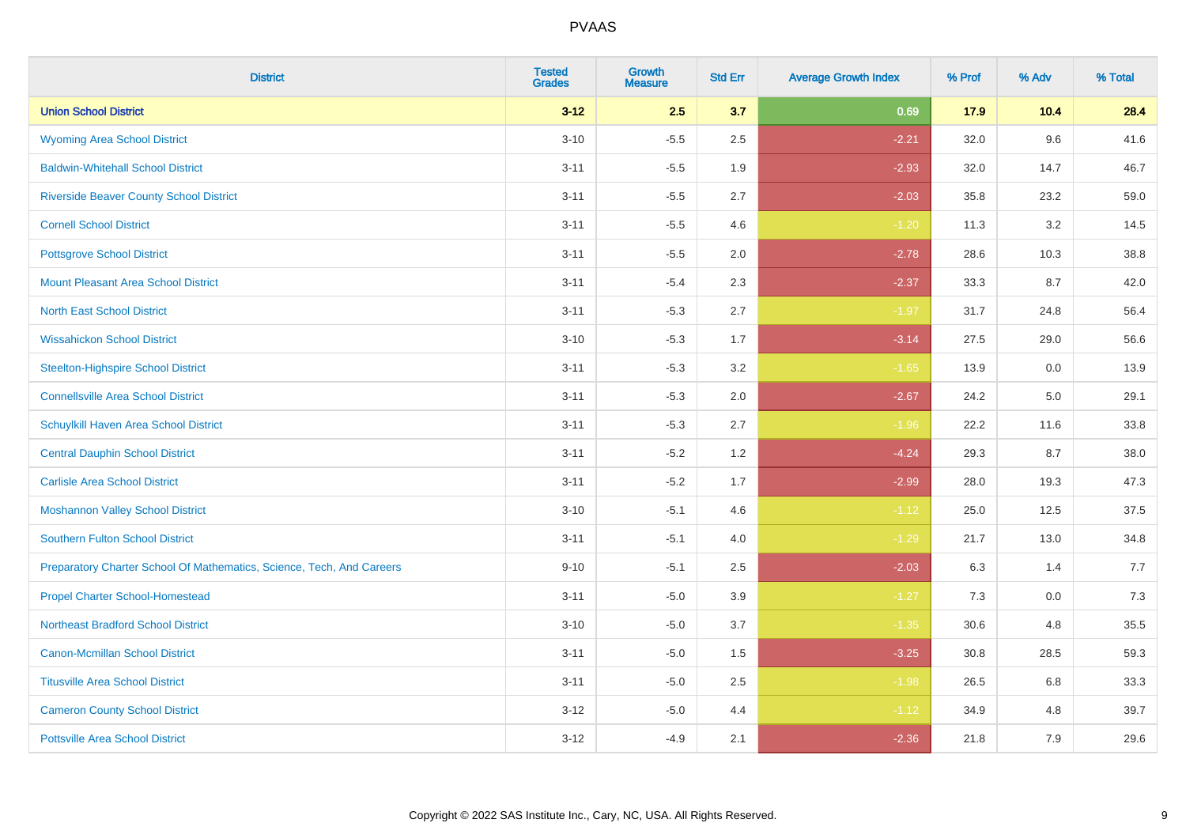| District | Tested Grades | Growth Measure | Std Err | Average Growth Index | % Prof | % Adv | % Total |
|---|---|---|---|---|---|---|---|
| **Union School District** | **3-12** | **2.5** | **3.7** | **0.69** | **17.9** | **10.4** | **28.4** |
| Wyoming Area School District | 3-10 | -5.5 | 2.5 | -2.21 | 32.0 | 9.6 | 41.6 |
| Baldwin-Whitehall School District | 3-11 | -5.5 | 1.9 | -2.93 | 32.0 | 14.7 | 46.7 |
| Riverside Beaver County School District | 3-11 | -5.5 | 2.7 | -2.03 | 35.8 | 23.2 | 59.0 |
| Cornell School District | 3-11 | -5.5 | 4.6 | -1.20 | 11.3 | 3.2 | 14.5 |
| Pottsgrove School District | 3-11 | -5.5 | 2.0 | -2.78 | 28.6 | 10.3 | 38.8 |
| Mount Pleasant Area School District | 3-11 | -5.4 | 2.3 | -2.37 | 33.3 | 8.7 | 42.0 |
| North East School District | 3-11 | -5.3 | 2.7 | -1.97 | 31.7 | 24.8 | 56.4 |
| Wissahickon School District | 3-10 | -5.3 | 1.7 | -3.14 | 27.5 | 29.0 | 56.6 |
| Steelton-Highspire School District | 3-11 | -5.3 | 3.2 | -1.65 | 13.9 | 0.0 | 13.9 |
| Connellsville Area School District | 3-11 | -5.3 | 2.0 | -2.67 | 24.2 | 5.0 | 29.1 |
| Schuylkill Haven Area School District | 3-11 | -5.3 | 2.7 | -1.96 | 22.2 | 11.6 | 33.8 |
| Central Dauphin School District | 3-11 | -5.2 | 1.2 | -4.24 | 29.3 | 8.7 | 38.0 |
| Carlisle Area School District | 3-11 | -5.2 | 1.7 | -2.99 | 28.0 | 19.3 | 47.3 |
| Moshannon Valley School District | 3-10 | -5.1 | 4.6 | -1.12 | 25.0 | 12.5 | 37.5 |
| Southern Fulton School District | 3-11 | -5.1 | 4.0 | -1.29 | 21.7 | 13.0 | 34.8 |
| Preparatory Charter School Of Mathematics, Science, Tech, And Careers | 9-10 | -5.1 | 2.5 | -2.03 | 6.3 | 1.4 | 7.7 |
| Propel Charter School-Homestead | 3-11 | -5.0 | 3.9 | -1.27 | 7.3 | 0.0 | 7.3 |
| Northeast Bradford School District | 3-10 | -5.0 | 3.7 | -1.35 | 30.6 | 4.8 | 35.5 |
| Canon-Mcmillan School District | 3-11 | -5.0 | 1.5 | -3.25 | 30.8 | 28.5 | 59.3 |
| Titusville Area School District | 3-11 | -5.0 | 2.5 | -1.98 | 26.5 | 6.8 | 33.3 |
| Cameron County School District | 3-12 | -5.0 | 4.4 | -1.12 | 34.9 | 4.8 | 39.7 |
| Pottsville Area School District | 3-12 | -4.9 | 2.1 | -2.36 | 21.8 | 7.9 | 29.6 |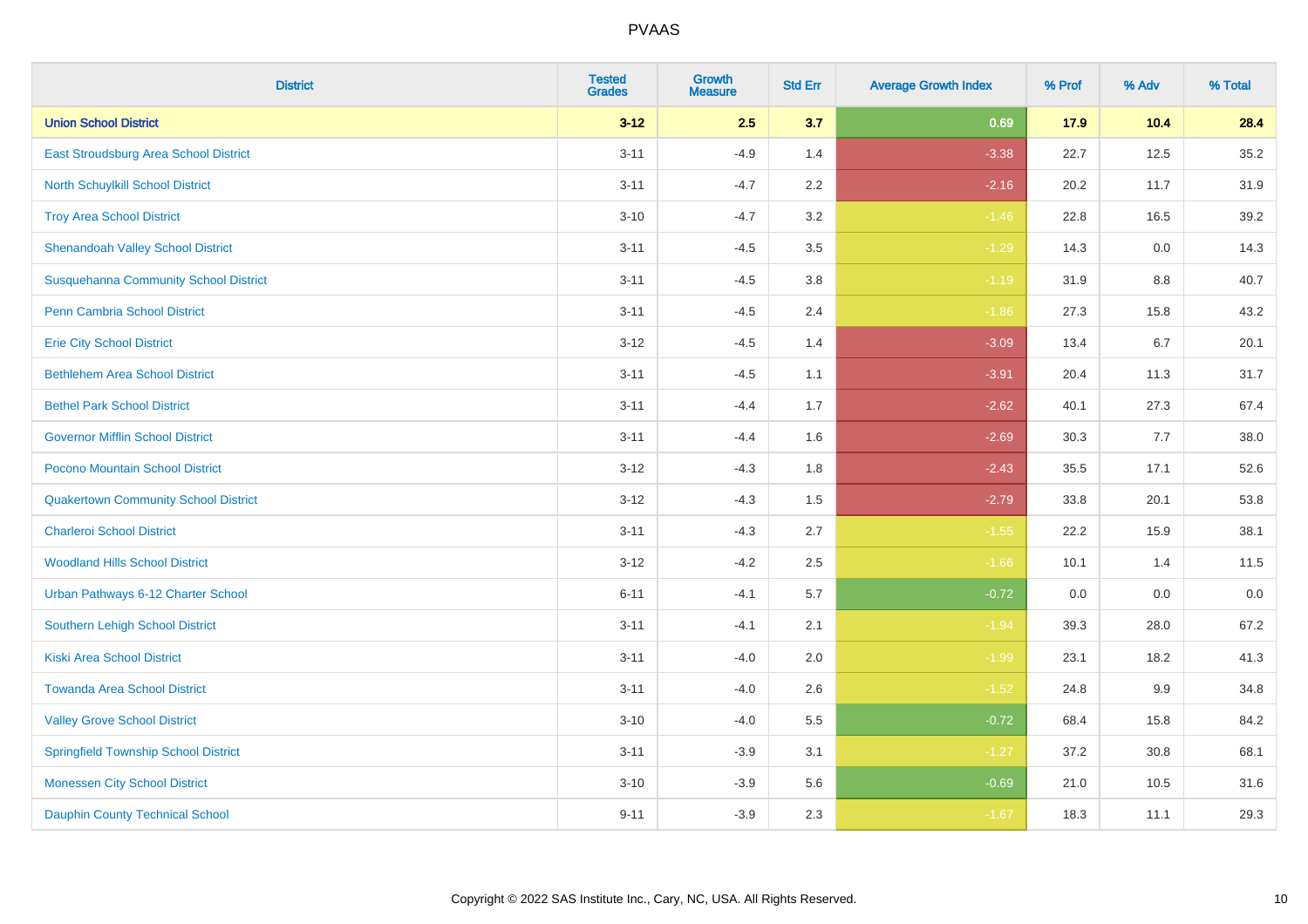# PVAAS

| District | Tested Grades | Growth Measure | Std Err | Average Growth Index | % Prof | % Adv | % Total |
|---|---|---|---|---|---|---|---|
| **Union School District** | **3-12** | **2.5** | **3.7** | **0.69** | **17.9** | **10.4** | **28.4** |
| East Stroudsburg Area School District | 3-11 | -4.9 | 1.4 | -3.38 | 22.7 | 12.5 | 35.2 |
| North Schuylkill School District | 3-11 | -4.7 | 2.2 | -2.16 | 20.2 | 11.7 | 31.9 |
| Troy Area School District | 3-10 | -4.7 | 3.2 | -1.46 | 22.8 | 16.5 | 39.2 |
| Shenandoah Valley School District | 3-11 | -4.5 | 3.5 | -1.29 | 14.3 | 0.0 | 14.3 |
| Susquehanna Community School District | 3-11 | -4.5 | 3.8 | -1.19 | 31.9 | 8.8 | 40.7 |
| Penn Cambria School District | 3-11 | -4.5 | 2.4 | -1.86 | 27.3 | 15.8 | 43.2 |
| Erie City School District | 3-12 | -4.5 | 1.4 | -3.09 | 13.4 | 6.7 | 20.1 |
| Bethlehem Area School District | 3-11 | -4.5 | 1.1 | -3.91 | 20.4 | 11.3 | 31.7 |
| Bethel Park School District | 3-11 | -4.4 | 1.7 | -2.62 | 40.1 | 27.3 | 67.4 |
| Governor Mifflin School District | 3-11 | -4.4 | 1.6 | -2.69 | 30.3 | 7.7 | 38.0 |
| Pocono Mountain School District | 3-12 | -4.3 | 1.8 | -2.43 | 35.5 | 17.1 | 52.6 |
| Quakertown Community School District | 3-12 | -4.3 | 1.5 | -2.79 | 33.8 | 20.1 | 53.8 |
| Charleroi School District | 3-11 | -4.3 | 2.7 | -1.55 | 22.2 | 15.9 | 38.1 |
| Woodland Hills School District | 3-12 | -4.2 | 2.5 | -1.66 | 10.1 | 1.4 | 11.5 |
| Urban Pathways 6-12 Charter School | 6-11 | -4.1 | 5.7 | -0.72 | 0.0 | 0.0 | 0.0 |
| Southern Lehigh School District | 3-11 | -4.1 | 2.1 | -1.94 | 39.3 | 28.0 | 67.2 |
| Kiski Area School District | 3-11 | -4.0 | 2.0 | -1.99 | 23.1 | 18.2 | 41.3 |
| Towanda Area School District | 3-11 | -4.0 | 2.6 | -1.52 | 24.8 | 9.9 | 34.8 |
| Valley Grove School District | 3-10 | -4.0 | 5.5 | -0.72 | 68.4 | 15.8 | 84.2 |
| Springfield Township School District | 3-11 | -3.9 | 3.1 | -1.27 | 37.2 | 30.8 | 68.1 |
| Monessen City School District | 3-10 | -3.9 | 5.6 | -0.69 | 21.0 | 10.5 | 31.6 |
| Dauphin County Technical School | 9-11 | -3.9 | 2.3 | -1.67 | 18.3 | 11.1 | 29.3 |

Copyright © 2022 SAS Institute Inc., Cary, NC, USA. All Rights Reserved.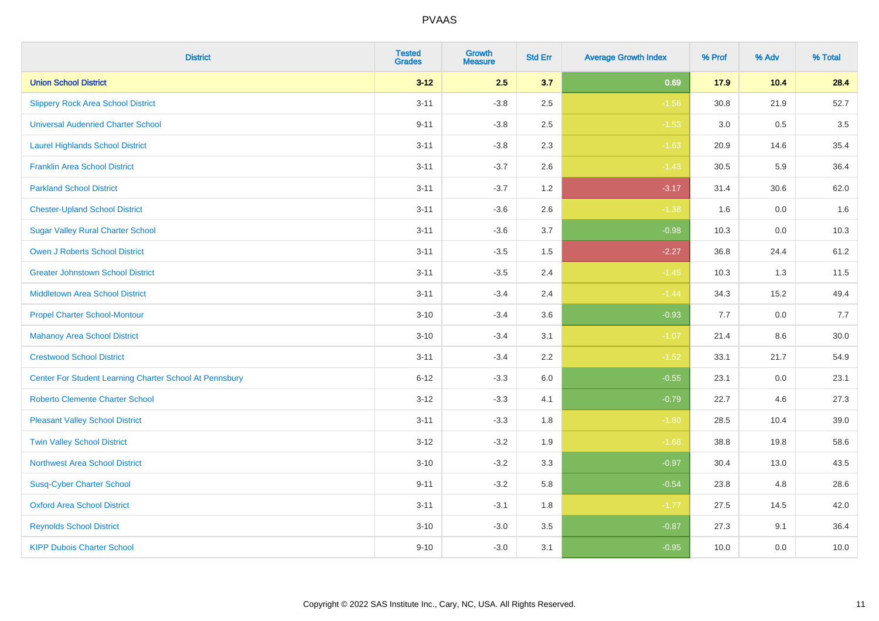| District | Tested Grades | Growth Measure | Std Err | Average Growth Index | % Prof | % Adv | % Total |
|---|---|---|---|---|---|---|---|
| **Union School District** | **3-12** | **2.5** | **3.7** | **0.69** | **17.9** | **10.4** | **28.4** |
| Slippery Rock Area School District | 3-11 | -3.8 | 2.5 | -1.56 | 30.8 | 21.9 | 52.7 |
| Universal Audenried Charter School | 9-11 | -3.8 | 2.5 | -1.53 | 3.0 | 0.5 | 3.5 |
| Laurel Highlands School District | 3-11 | -3.8 | 2.3 | -1.63 | 20.9 | 14.6 | 35.4 |
| Franklin Area School District | 3-11 | -3.7 | 2.6 | -1.43 | 30.5 | 5.9 | 36.4 |
| Parkland School District | 3-11 | -3.7 | 1.2 | -3.17 | 31.4 | 30.6 | 62.0 |
| Chester-Upland School District | 3-11 | -3.6 | 2.6 | -1.38 | 1.6 | 0.0 | 1.6 |
| Sugar Valley Rural Charter School | 3-11 | -3.6 | 3.7 | -0.98 | 10.3 | 0.0 | 10.3 |
| Owen J Roberts School District | 3-11 | -3.5 | 1.5 | -2.27 | 36.8 | 24.4 | 61.2 |
| Greater Johnstown School District | 3-11 | -3.5 | 2.4 | -1.45 | 10.3 | 1.3 | 11.5 |
| Middletown Area School District | 3-11 | -3.4 | 2.4 | -1.44 | 34.3 | 15.2 | 49.4 |
| Propel Charter School-Montour | 3-10 | -3.4 | 3.6 | -0.93 | 7.7 | 0.0 | 7.7 |
| Mahanoy Area School District | 3-10 | -3.4 | 3.1 | -1.07 | 21.4 | 8.6 | 30.0 |
| Crestwood School District | 3-11 | -3.4 | 2.2 | -1.52 | 33.1 | 21.7 | 54.9 |
| Center For Student Learning Charter School At Pennsbury | 6-12 | -3.3 | 6.0 | -0.55 | 23.1 | 0.0 | 23.1 |
| Roberto Clemente Charter School | 3-12 | -3.3 | 4.1 | -0.79 | 22.7 | 4.6 | 27.3 |
| Pleasant Valley School District | 3-11 | -3.3 | 1.8 | -1.80 | 28.5 | 10.4 | 39.0 |
| Twin Valley School District | 3-12 | -3.2 | 1.9 | -1.68 | 38.8 | 19.8 | 58.6 |
| Northwest Area School District | 3-10 | -3.2 | 3.3 | -0.97 | 30.4 | 13.0 | 43.5 |
| Susq-Cyber Charter School | 9-11 | -3.2 | 5.8 | -0.54 | 23.8 | 4.8 | 28.6 |
| Oxford Area School District | 3-11 | -3.1 | 1.8 | -1.77 | 27.5 | 14.5 | 42.0 |
| Reynolds School District | 3-10 | -3.0 | 3.5 | -0.87 | 27.3 | 9.1 | 36.4 |
| KIPP Dubois Charter School | 9-10 | -3.0 | 3.1 | -0.95 | 10.0 | 0.0 | 10.0 |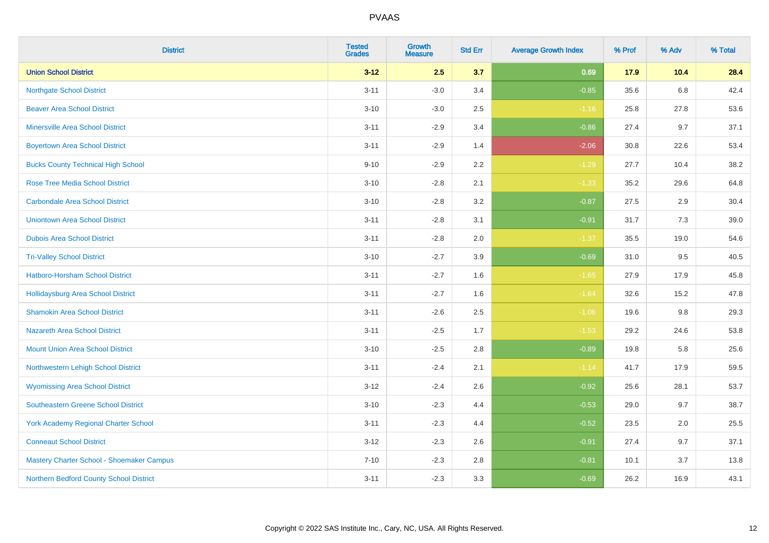# PVAAS

| District | Tested Grades | Growth Measure | Std Err | Average Growth Index | % Prof | % Adv | % Total |
|---|---|---|---|---|---|---|---|
| **Union School District** | **3-12** | **2.5** | **3.7** | **0.69** | **17.9** | **10.4** | **28.4** |
| Northgate School District | 3-11 | -3.0 | 3.4 | -0.85 | 35.6 | 6.8 | 42.4 |
| Beaver Area School District | 3-10 | -3.0 | 2.5 | -1.16 | 25.8 | 27.8 | 53.6 |
| Minersville Area School District | 3-11 | -2.9 | 3.4 | -0.86 | 27.4 | 9.7 | 37.1 |
| Boyertown Area School District | 3-11 | -2.9 | 1.4 | -2.06 | 30.8 | 22.6 | 53.4 |
| Bucks County Technical High School | 9-10 | -2.9 | 2.2 | -1.29 | 27.7 | 10.4 | 38.2 |
| Rose Tree Media School District | 3-10 | -2.8 | 2.1 | -1.33 | 35.2 | 29.6 | 64.8 |
| Carbondale Area School District | 3-10 | -2.8 | 3.2 | -0.87 | 27.5 | 2.9 | 30.4 |
| Uniontown Area School District | 3-11 | -2.8 | 3.1 | -0.91 | 31.7 | 7.3 | 39.0 |
| Dubois Area School District | 3-11 | -2.8 | 2.0 | -1.37 | 35.5 | 19.0 | 54.6 |
| Tri-Valley School District | 3-10 | -2.7 | 3.9 | -0.69 | 31.0 | 9.5 | 40.5 |
| Hatboro-Horsham School District | 3-11 | -2.7 | 1.6 | -1.65 | 27.9 | 17.9 | 45.8 |
| Hollidaysburg Area School District | 3-11 | -2.7 | 1.6 | -1.64 | 32.6 | 15.2 | 47.8 |
| Shamokin Area School District | 3-11 | -2.6 | 2.5 | -1.06 | 19.6 | 9.8 | 29.3 |
| Nazareth Area School District | 3-11 | -2.5 | 1.7 | -1.53 | 29.2 | 24.6 | 53.8 |
| Mount Union Area School District | 3-10 | -2.5 | 2.8 | -0.89 | 19.8 | 5.8 | 25.6 |
| Northwestern Lehigh School District | 3-11 | -2.4 | 2.1 | -1.14 | 41.7 | 17.9 | 59.5 |
| Wyomissing Area School District | 3-12 | -2.4 | 2.6 | -0.92 | 25.6 | 28.1 | 53.7 |
| Southeastern Greene School District | 3-10 | -2.3 | 4.4 | -0.53 | 29.0 | 9.7 | 38.7 |
| York Academy Regional Charter School | 3-11 | -2.3 | 4.4 | -0.52 | 23.5 | 2.0 | 25.5 |
| Conneaut School District | 3-12 | -2.3 | 2.6 | -0.91 | 27.4 | 9.7 | 37.1 |
| Mastery Charter School - Shoemaker Campus | 7-10 | -2.3 | 2.8 | -0.81 | 10.1 | 3.7 | 13.8 |
| Northern Bedford County School District | 3-11 | -2.3 | 3.3 | -0.69 | 26.2 | 16.9 | 43.1 |

Copyright © 2022 SAS Institute Inc., Cary, NC, USA. All Rights Reserved.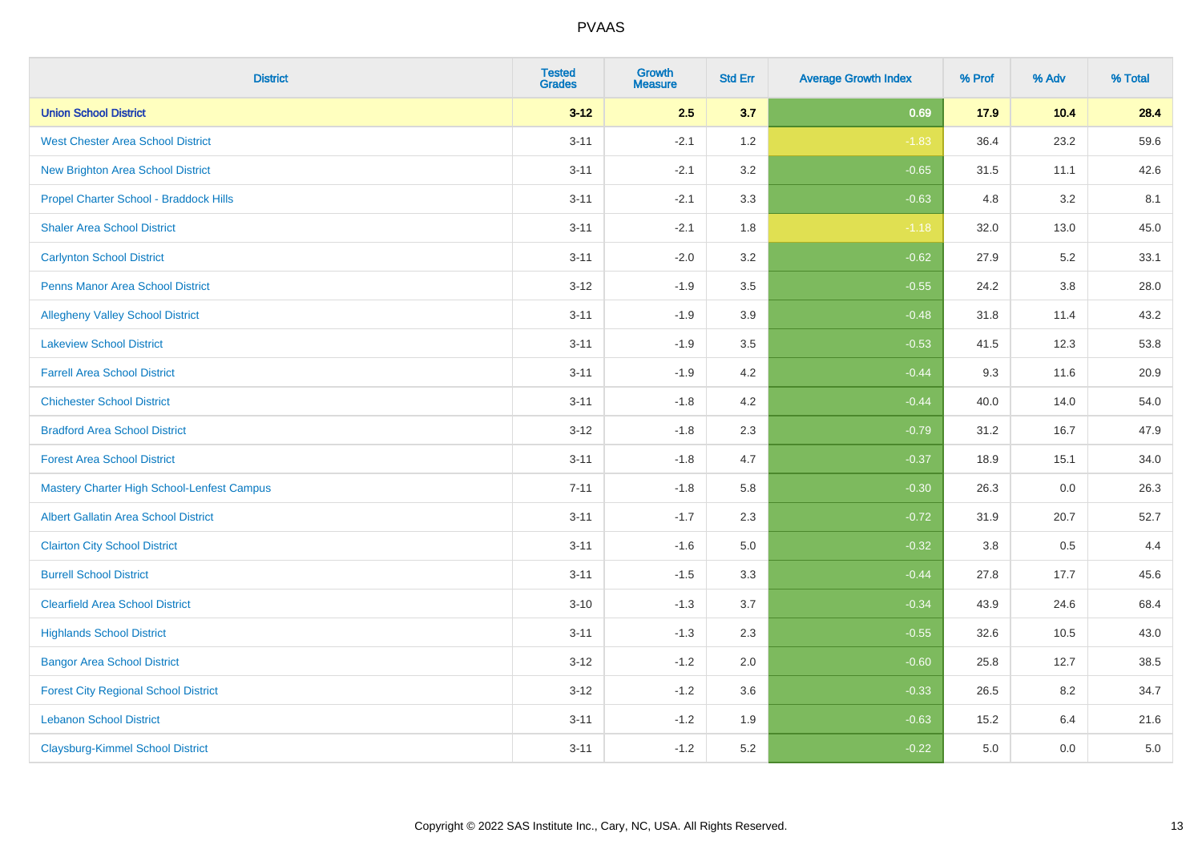# PVAAS

| District | Tested Grades | Growth Measure | Std Err | Average Growth Index | % Prof | % Adv | % Total |
|---|---|---|---|---|---|---|---|
| **Union School District** | **3-12** | **2.5** | **3.7** | **0.69** | **17.9** | **10.4** | **28.4** |
| West Chester Area School District | 3-11 | -2.1 | 1.2 | -1.83 | 36.4 | 23.2 | 59.6 |
| New Brighton Area School District | 3-11 | -2.1 | 3.2 | -0.65 | 31.5 | 11.1 | 42.6 |
| Propel Charter School - Braddock Hills | 3-11 | -2.1 | 3.3 | -0.63 | 4.8 | 3.2 | 8.1 |
| Shaler Area School District | 3-11 | -2.1 | 1.8 | -1.18 | 32.0 | 13.0 | 45.0 |
| Carlynton School District | 3-11 | -2.0 | 3.2 | -0.62 | 27.9 | 5.2 | 33.1 |
| Penns Manor Area School District | 3-12 | -1.9 | 3.5 | -0.55 | 24.2 | 3.8 | 28.0 |
| Allegheny Valley School District | 3-11 | -1.9 | 3.9 | -0.48 | 31.8 | 11.4 | 43.2 |
| Lakeview School District | 3-11 | -1.9 | 3.5 | -0.53 | 41.5 | 12.3 | 53.8 |
| Farrell Area School District | 3-11 | -1.9 | 4.2 | -0.44 | 9.3 | 11.6 | 20.9 |
| Chichester School District | 3-11 | -1.8 | 4.2 | -0.44 | 40.0 | 14.0 | 54.0 |
| Bradford Area School District | 3-12 | -1.8 | 2.3 | -0.79 | 31.2 | 16.7 | 47.9 |
| Forest Area School District | 3-11 | -1.8 | 4.7 | -0.37 | 18.9 | 15.1 | 34.0 |
| Mastery Charter High School-Lenfest Campus | 7-11 | -1.8 | 5.8 | -0.30 | 26.3 | 0.0 | 26.3 |
| Albert Gallatin Area School District | 3-11 | -1.7 | 2.3 | -0.72 | 31.9 | 20.7 | 52.7 |
| Clairton City School District | 3-11 | -1.6 | 5.0 | -0.32 | 3.8 | 0.5 | 4.4 |
| Burrell School District | 3-11 | -1.5 | 3.3 | -0.44 | 27.8 | 17.7 | 45.6 |
| Clearfield Area School District | 3-10 | -1.3 | 3.7 | -0.34 | 43.9 | 24.6 | 68.4 |
| Highlands School District | 3-11 | -1.3 | 2.3 | -0.55 | 32.6 | 10.5 | 43.0 |
| Bangor Area School District | 3-12 | -1.2 | 2.0 | -0.60 | 25.8 | 12.7 | 38.5 |
| Forest City Regional School District | 3-12 | -1.2 | 3.6 | -0.33 | 26.5 | 8.2 | 34.7 |
| Lebanon School District | 3-11 | -1.2 | 1.9 | -0.63 | 15.2 | 6.4 | 21.6 |
| Claysburg-Kimmel School District | 3-11 | -1.2 | 5.2 | -0.22 | 5.0 | 0.0 | 5.0 |

Copyright © 2022 SAS Institute Inc., Cary, NC, USA. All Rights Reserved.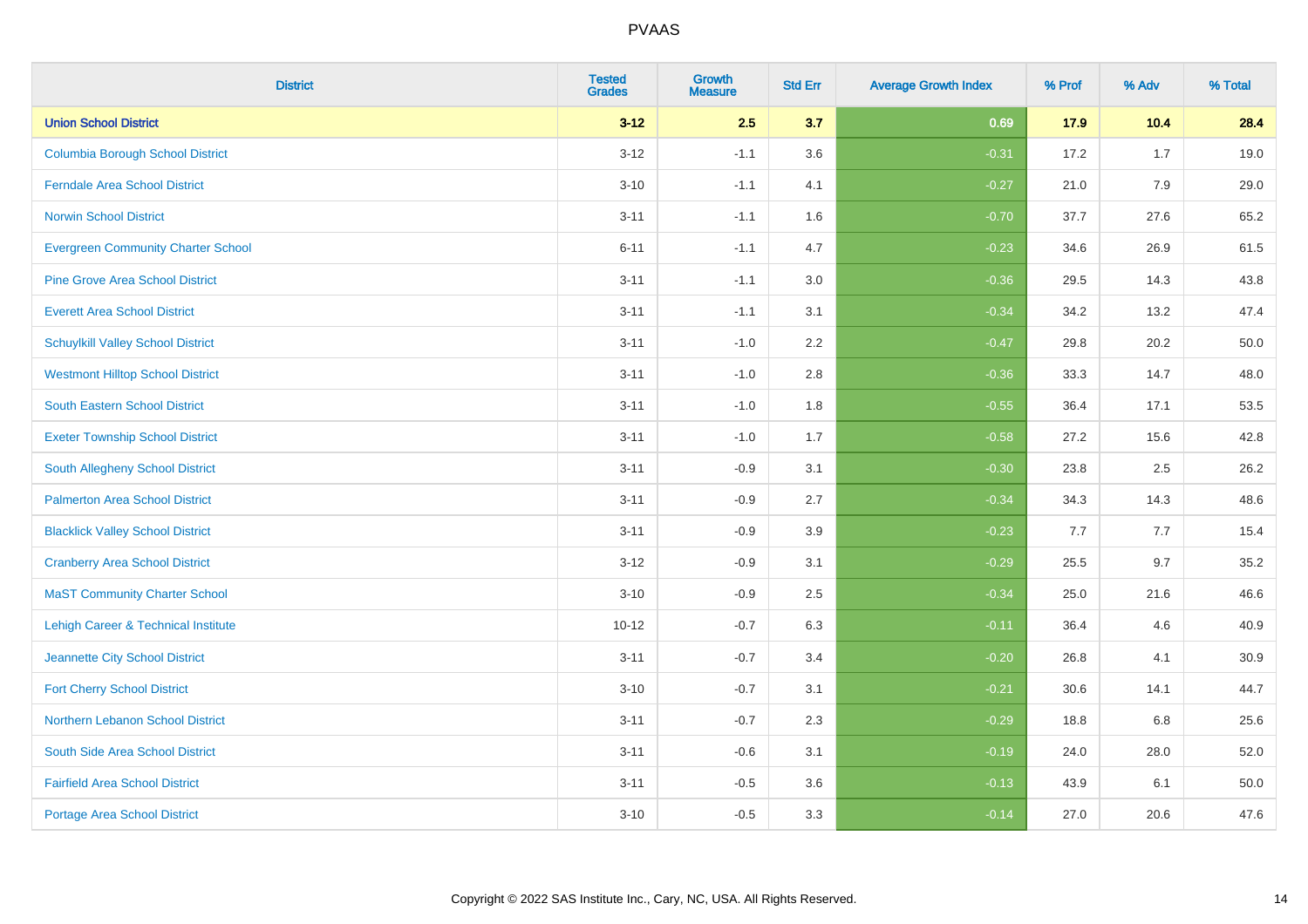| District | Tested Grades | Growth Measure | Std Err | Average Growth Index | % Prof | % Adv | % Total |
|---|---|---|---|---|---|---|---|
| **Union School District** | **3-12** | **2.5** | **3.7** | **0.69** | **17.9** | **10.4** | **28.4** |
| Columbia Borough School District | 3-12 | -1.1 | 3.6 | -0.31 | 17.2 | 1.7 | 19.0 |
| Ferndale Area School District | 3-10 | -1.1 | 4.1 | -0.27 | 21.0 | 7.9 | 29.0 |
| Norwin School District | 3-11 | -1.1 | 1.6 | -0.70 | 37.7 | 27.6 | 65.2 |
| Evergreen Community Charter School | 6-11 | -1.1 | 4.7 | -0.23 | 34.6 | 26.9 | 61.5 |
| Pine Grove Area School District | 3-11 | -1.1 | 3.0 | -0.36 | 29.5 | 14.3 | 43.8 |
| Everett Area School District | 3-11 | -1.1 | 3.1 | -0.34 | 34.2 | 13.2 | 47.4 |
| Schuylkill Valley School District | 3-11 | -1.0 | 2.2 | -0.47 | 29.8 | 20.2 | 50.0 |
| Westmont Hilltop School District | 3-11 | -1.0 | 2.8 | -0.36 | 33.3 | 14.7 | 48.0 |
| South Eastern School District | 3-11 | -1.0 | 1.8 | -0.55 | 36.4 | 17.1 | 53.5 |
| Exeter Township School District | 3-11 | -1.0 | 1.7 | -0.58 | 27.2 | 15.6 | 42.8 |
| South Allegheny School District | 3-11 | -0.9 | 3.1 | -0.30 | 23.8 | 2.5 | 26.2 |
| Palmerton Area School District | 3-11 | -0.9 | 2.7 | -0.34 | 34.3 | 14.3 | 48.6 |
| Blacklick Valley School District | 3-11 | -0.9 | 3.9 | -0.23 | 7.7 | 7.7 | 15.4 |
| Cranberry Area School District | 3-12 | -0.9 | 3.1 | -0.29 | 25.5 | 9.7 | 35.2 |
| MaST Community Charter School | 3-10 | -0.9 | 2.5 | -0.34 | 25.0 | 21.6 | 46.6 |
| Lehigh Career & Technical Institute | 10-12 | -0.7 | 6.3 | -0.11 | 36.4 | 4.6 | 40.9 |
| Jeannette City School District | 3-11 | -0.7 | 3.4 | -0.20 | 26.8 | 4.1 | 30.9 |
| Fort Cherry School District | 3-10 | -0.7 | 3.1 | -0.21 | 30.6 | 14.1 | 44.7 |
| Northern Lebanon School District | 3-11 | -0.7 | 2.3 | -0.29 | 18.8 | 6.8 | 25.6 |
| South Side Area School District | 3-11 | -0.6 | 3.1 | -0.19 | 24.0 | 28.0 | 52.0 |
| Fairfield Area School District | 3-11 | -0.5 | 3.6 | -0.13 | 43.9 | 6.1 | 50.0 |
| Portage Area School District | 3-10 | -0.5 | 3.3 | -0.14 | 27.0 | 20.6 | 47.6 |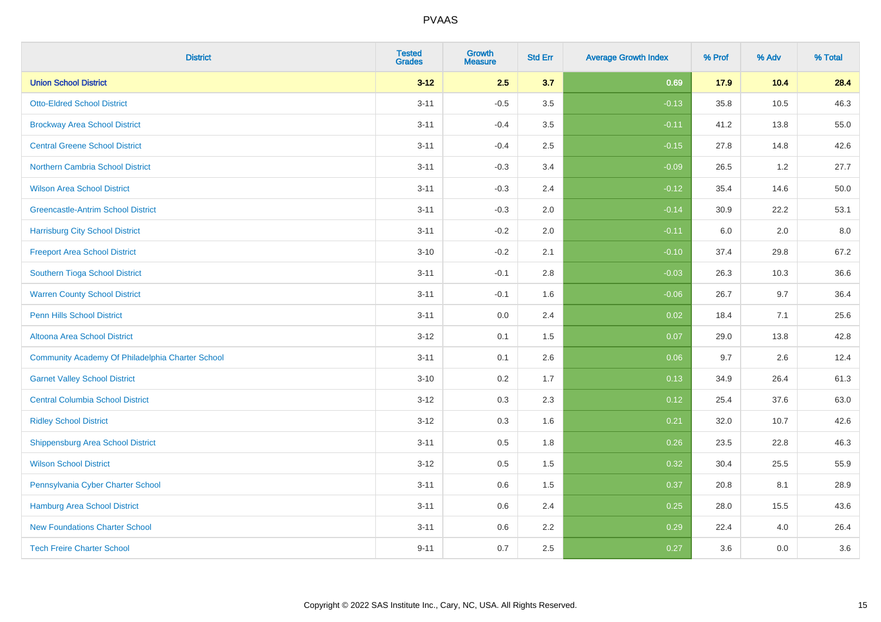# PVAAS

| District | Tested Grades | Growth Measure | Std Err | Average Growth Index | % Prof | % Adv | % Total |
|---|---|---|---|---|---|---|---|
| **Union School District** | **3-12** | **2.5** | **3.7** | **0.69** | **17.9** | **10.4** | **28.4** |
| Otto-Eldred School District | 3-11 | -0.5 | 3.5 | -0.13 | 35.8 | 10.5 | 46.3 |
| Brockway Area School District | 3-11 | -0.4 | 3.5 | -0.11 | 41.2 | 13.8 | 55.0 |
| Central Greene School District | 3-11 | -0.4 | 2.5 | -0.15 | 27.8 | 14.8 | 42.6 |
| Northern Cambria School District | 3-11 | -0.3 | 3.4 | -0.09 | 26.5 | 1.2 | 27.7 |
| Wilson Area School District | 3-11 | -0.3 | 2.4 | -0.12 | 35.4 | 14.6 | 50.0 |
| Greencastle-Antrim School District | 3-11 | -0.3 | 2.0 | -0.14 | 30.9 | 22.2 | 53.1 |
| Harrisburg City School District | 3-11 | -0.2 | 2.0 | -0.11 | 6.0 | 2.0 | 8.0 |
| Freeport Area School District | 3-10 | -0.2 | 2.1 | -0.10 | 37.4 | 29.8 | 67.2 |
| Southern Tioga School District | 3-11 | -0.1 | 2.8 | -0.03 | 26.3 | 10.3 | 36.6 |
| Warren County School District | 3-11 | -0.1 | 1.6 | -0.06 | 26.7 | 9.7 | 36.4 |
| Penn Hills School District | 3-11 | 0.0 | 2.4 | 0.02 | 18.4 | 7.1 | 25.6 |
| Altoona Area School District | 3-12 | 0.1 | 1.5 | 0.07 | 29.0 | 13.8 | 42.8 |
| Community Academy Of Philadelphia Charter School | 3-11 | 0.1 | 2.6 | 0.06 | 9.7 | 2.6 | 12.4 |
| Garnet Valley School District | 3-10 | 0.2 | 1.7 | 0.13 | 34.9 | 26.4 | 61.3 |
| Central Columbia School District | 3-12 | 0.3 | 2.3 | 0.12 | 25.4 | 37.6 | 63.0 |
| Ridley School District | 3-12 | 0.3 | 1.6 | 0.21 | 32.0 | 10.7 | 42.6 |
| Shippensburg Area School District | 3-11 | 0.5 | 1.8 | 0.26 | 23.5 | 22.8 | 46.3 |
| Wilson School District | 3-12 | 0.5 | 1.5 | 0.32 | 30.4 | 25.5 | 55.9 |
| Pennsylvania Cyber Charter School | 3-11 | 0.6 | 1.5 | 0.37 | 20.8 | 8.1 | 28.9 |
| Hamburg Area School District | 3-11 | 0.6 | 2.4 | 0.25 | 28.0 | 15.5 | 43.6 |
| New Foundations Charter School | 3-11 | 0.6 | 2.2 | 0.29 | 22.4 | 4.0 | 26.4 |
| Tech Freire Charter School | 9-11 | 0.7 | 2.5 | 0.27 | 3.6 | 0.0 | 3.6 |

Copyright © 2022 SAS Institute Inc., Cary, NC, USA. All Rights Reserved.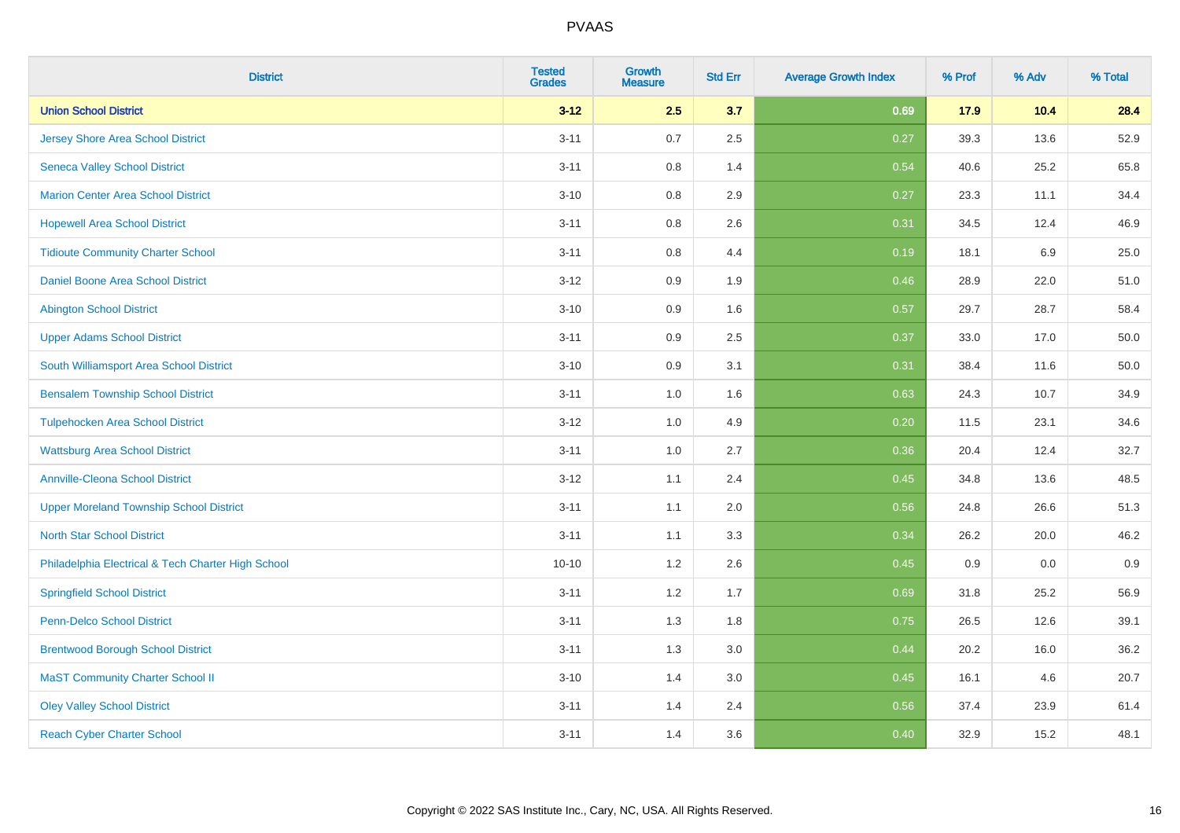| District | Tested Grades | Growth Measure | Std Err | Average Growth Index | % Prof | % Adv | % Total |
|---|---|---|---|---|---|---|---|
| **Union School District** | **3-12** | **2.5** | **3.7** | **0.69** | **17.9** | **10.4** | **28.4** |
| Jersey Shore Area School District | 3-11 | 0.7 | 2.5 | 0.27 | 39.3 | 13.6 | 52.9 |
| Seneca Valley School District | 3-11 | 0.8 | 1.4 | 0.54 | 40.6 | 25.2 | 65.8 |
| Marion Center Area School District | 3-10 | 0.8 | 2.9 | 0.27 | 23.3 | 11.1 | 34.4 |
| Hopewell Area School District | 3-11 | 0.8 | 2.6 | 0.31 | 34.5 | 12.4 | 46.9 |
| Tidioute Community Charter School | 3-11 | 0.8 | 4.4 | 0.19 | 18.1 | 6.9 | 25.0 |
| Daniel Boone Area School District | 3-12 | 0.9 | 1.9 | 0.46 | 28.9 | 22.0 | 51.0 |
| Abington School District | 3-10 | 0.9 | 1.6 | 0.57 | 29.7 | 28.7 | 58.4 |
| Upper Adams School District | 3-11 | 0.9 | 2.5 | 0.37 | 33.0 | 17.0 | 50.0 |
| South Williamsport Area School District | 3-10 | 0.9 | 3.1 | 0.31 | 38.4 | 11.6 | 50.0 |
| Bensalem Township School District | 3-11 | 1.0 | 1.6 | 0.63 | 24.3 | 10.7 | 34.9 |
| Tulpehocken Area School District | 3-12 | 1.0 | 4.9 | 0.20 | 11.5 | 23.1 | 34.6 |
| Wattsburg Area School District | 3-11 | 1.0 | 2.7 | 0.36 | 20.4 | 12.4 | 32.7 |
| Annville-Cleona School District | 3-12 | 1.1 | 2.4 | 0.45 | 34.8 | 13.6 | 48.5 |
| Upper Moreland Township School District | 3-11 | 1.1 | 2.0 | 0.56 | 24.8 | 26.6 | 51.3 |
| North Star School District | 3-11 | 1.1 | 3.3 | 0.34 | 26.2 | 20.0 | 46.2 |
| Philadelphia Electrical & Tech Charter High School | 10-10 | 1.2 | 2.6 | 0.45 | 0.9 | 0.0 | 0.9 |
| Springfield School District | 3-11 | 1.2 | 1.7 | 0.69 | 31.8 | 25.2 | 56.9 |
| Penn-Delco School District | 3-11 | 1.3 | 1.8 | 0.75 | 26.5 | 12.6 | 39.1 |
| Brentwood Borough School District | 3-11 | 1.3 | 3.0 | 0.44 | 20.2 | 16.0 | 36.2 |
| MaST Community Charter School II | 3-10 | 1.4 | 3.0 | 0.45 | 16.1 | 4.6 | 20.7 |
| Oley Valley School District | 3-11 | 1.4 | 2.4 | 0.56 | 37.4 | 23.9 | 61.4 |
| Reach Cyber Charter School | 3-11 | 1.4 | 3.6 | 0.40 | 32.9 | 15.2 | 48.1 |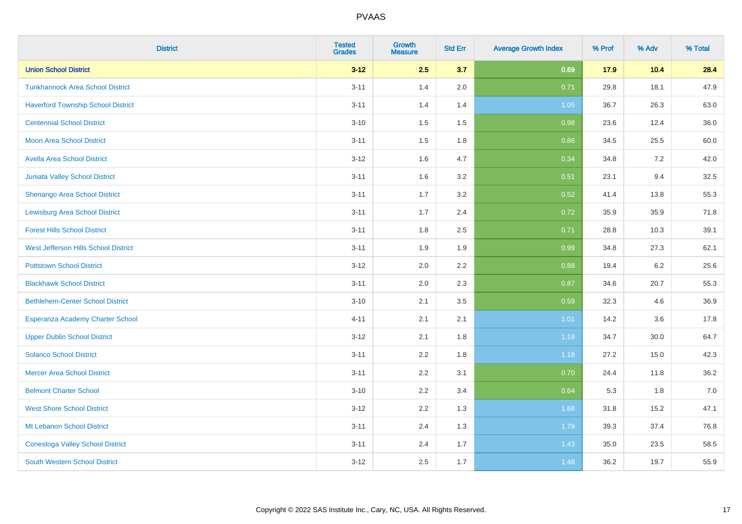# PVAAS

| District | Tested Grades | Growth Measure | Std Err | Average Growth Index | % Prof | % Adv | % Total |
|---|---|---|---|---|---|---|---|
| **Union School District** | **3-12** | **2.5** | **3.7** | **0.69** | **17.9** | **10.4** | **28.4** |
| Tunkhannock Area School District | 3-11 | 1.4 | 2.0 | 0.71 | 29.8 | 18.1 | 47.9 |
| Haverford Township School District | 3-11 | 1.4 | 1.4 | 1.05 | 36.7 | 26.3 | 63.0 |
| Centennial School District | 3-10 | 1.5 | 1.5 | 0.98 | 23.6 | 12.4 | 36.0 |
| Moon Area School District | 3-11 | 1.5 | 1.8 | 0.86 | 34.5 | 25.5 | 60.0 |
| Avella Area School District | 3-12 | 1.6 | 4.7 | 0.34 | 34.8 | 7.2 | 42.0 |
| Juniata Valley School District | 3-11 | 1.6 | 3.2 | 0.51 | 23.1 | 9.4 | 32.5 |
| Shenango Area School District | 3-11 | 1.7 | 3.2 | 0.52 | 41.4 | 13.8 | 55.3 |
| Lewisburg Area School District | 3-11 | 1.7 | 2.4 | 0.72 | 35.9 | 35.9 | 71.8 |
| Forest Hills School District | 3-11 | 1.8 | 2.5 | 0.71 | 28.8 | 10.3 | 39.1 |
| West Jefferson Hills School District | 3-11 | 1.9 | 1.9 | 0.99 | 34.8 | 27.3 | 62.1 |
| Pottstown School District | 3-12 | 2.0 | 2.2 | 0.88 | 19.4 | 6.2 | 25.6 |
| Blackhawk School District | 3-11 | 2.0 | 2.3 | 0.87 | 34.6 | 20.7 | 55.3 |
| Bethlehem-Center School District | 3-10 | 2.1 | 3.5 | 0.59 | 32.3 | 4.6 | 36.9 |
| Esperanza Academy Charter School | 4-11 | 2.1 | 2.1 | 1.01 | 14.2 | 3.6 | 17.8 |
| Upper Dublin School District | 3-12 | 2.1 | 1.8 | 1.19 | 34.7 | 30.0 | 64.7 |
| Solanco School District | 3-11 | 2.2 | 1.8 | 1.18 | 27.2 | 15.0 | 42.3 |
| Mercer Area School District | 3-11 | 2.2 | 3.1 | 0.70 | 24.4 | 11.8 | 36.2 |
| Belmont Charter School | 3-10 | 2.2 | 3.4 | 0.64 | 5.3 | 1.8 | 7.0 |
| West Shore School District | 3-12 | 2.2 | 1.3 | 1.68 | 31.8 | 15.2 | 47.1 |
| Mt Lebanon School District | 3-11 | 2.4 | 1.3 | 1.79 | 39.3 | 37.4 | 76.8 |
| Conestoga Valley School District | 3-11 | 2.4 | 1.7 | 1.43 | 35.0 | 23.5 | 58.5 |
| South Western School District | 3-12 | 2.5 | 1.7 | 1.48 | 36.2 | 19.7 | 55.9 |

Copyright © 2022 SAS Institute Inc., Cary, NC, USA. All Rights Reserved.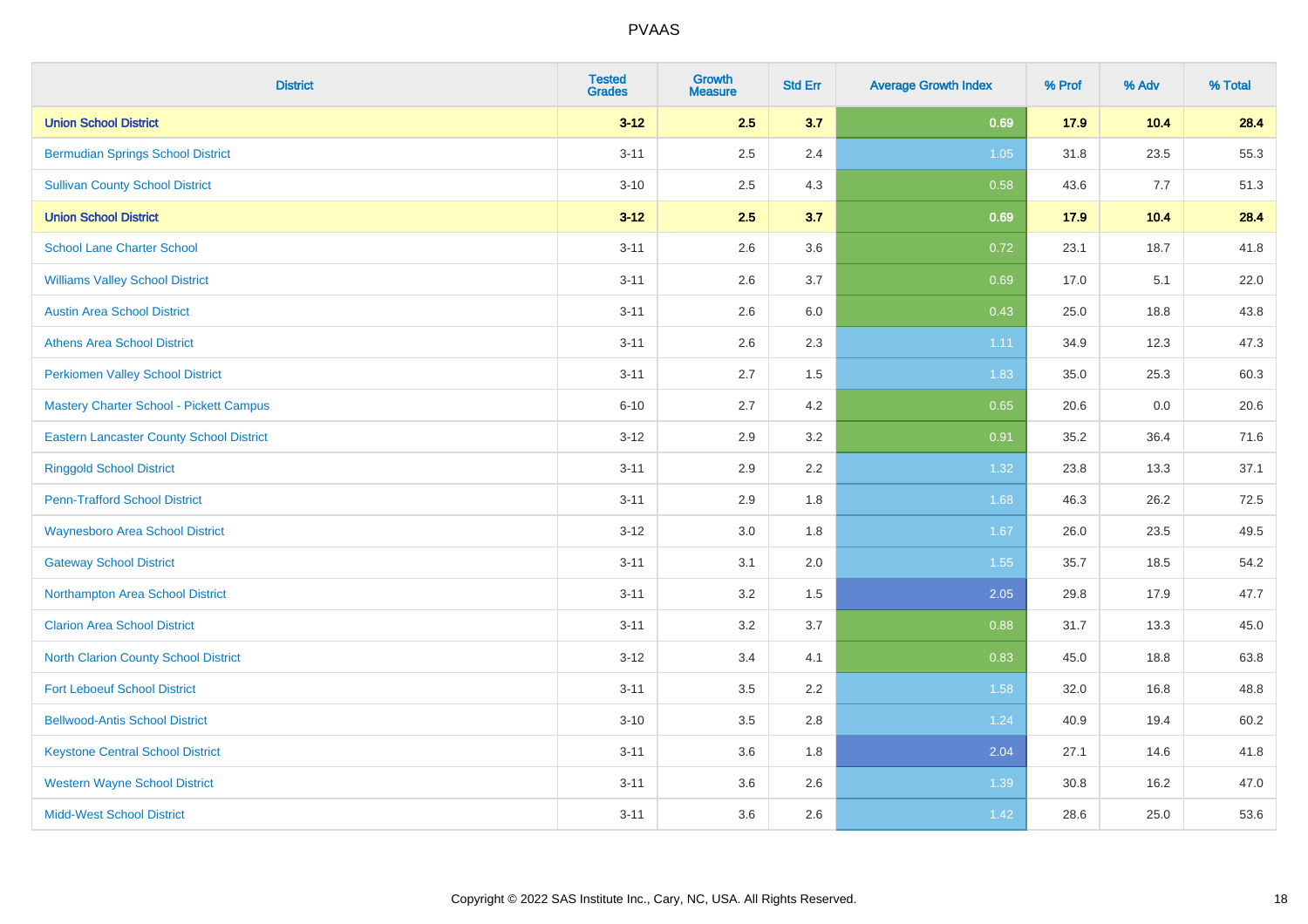# PVAAS

| District | Tested Grades | Growth Measure | Std Err | Average Growth Index | % Prof | % Adv | % Total |
|---|---|---|---|---|---|---|---|
| **Union School District** | **3-12** | **2.5** | **3.7** | **0.69** | **17.9** | **10.4** | **28.4** |
| Bermudian Springs School District | 3-11 | 2.5 | 2.4 | 1.05 | 31.8 | 23.5 | 55.3 |
| Sullivan County School District | 3-10 | 2.5 | 4.3 | 0.58 | 43.6 | 7.7 | 51.3 |
| **Union School District** | **3-12** | **2.5** | **3.7** | **0.69** | **17.9** | **10.4** | **28.4** |
| School Lane Charter School | 3-11 | 2.6 | 3.6 | 0.72 | 23.1 | 18.7 | 41.8 |
| Williams Valley School District | 3-11 | 2.6 | 3.7 | 0.69 | 17.0 | 5.1 | 22.0 |
| Austin Area School District | 3-11 | 2.6 | 6.0 | 0.43 | 25.0 | 18.8 | 43.8 |
| Athens Area School District | 3-11 | 2.6 | 2.3 | 1.11 | 34.9 | 12.3 | 47.3 |
| Perkiomen Valley School District | 3-11 | 2.7 | 1.5 | 1.83 | 35.0 | 25.3 | 60.3 |
| Mastery Charter School - Pickett Campus | 6-10 | 2.7 | 4.2 | 0.65 | 20.6 | 0.0 | 20.6 |
| Eastern Lancaster County School District | 3-12 | 2.9 | 3.2 | 0.91 | 35.2 | 36.4 | 71.6 |
| Ringgold School District | 3-11 | 2.9 | 2.2 | 1.32 | 23.8 | 13.3 | 37.1 |
| Penn-Trafford School District | 3-11 | 2.9 | 1.8 | 1.68 | 46.3 | 26.2 | 72.5 |
| Waynesboro Area School District | 3-12 | 3.0 | 1.8 | 1.67 | 26.0 | 23.5 | 49.5 |
| Gateway School District | 3-11 | 3.1 | 2.0 | 1.55 | 35.7 | 18.5 | 54.2 |
| Northampton Area School District | 3-11 | 3.2 | 1.5 | 2.05 | 29.8 | 17.9 | 47.7 |
| Clarion Area School District | 3-11 | 3.2 | 3.7 | 0.88 | 31.7 | 13.3 | 45.0 |
| North Clarion County School District | 3-12 | 3.4 | 4.1 | 0.83 | 45.0 | 18.8 | 63.8 |
| Fort Leboeuf School District | 3-11 | 3.5 | 2.2 | 1.58 | 32.0 | 16.8 | 48.8 |
| Bellwood-Antis School District | 3-10 | 3.5 | 2.8 | 1.24 | 40.9 | 19.4 | 60.2 |
| Keystone Central School District | 3-11 | 3.6 | 1.8 | 2.04 | 27.1 | 14.6 | 41.8 |
| Western Wayne School District | 3-11 | 3.6 | 2.6 | 1.39 | 30.8 | 16.2 | 47.0 |
| Midd-West School District | 3-11 | 3.6 | 2.6 | 1.42 | 28.6 | 25.0 | 53.6 |

Copyright © 2022 SAS Institute Inc., Cary, NC, USA. All Rights Reserved.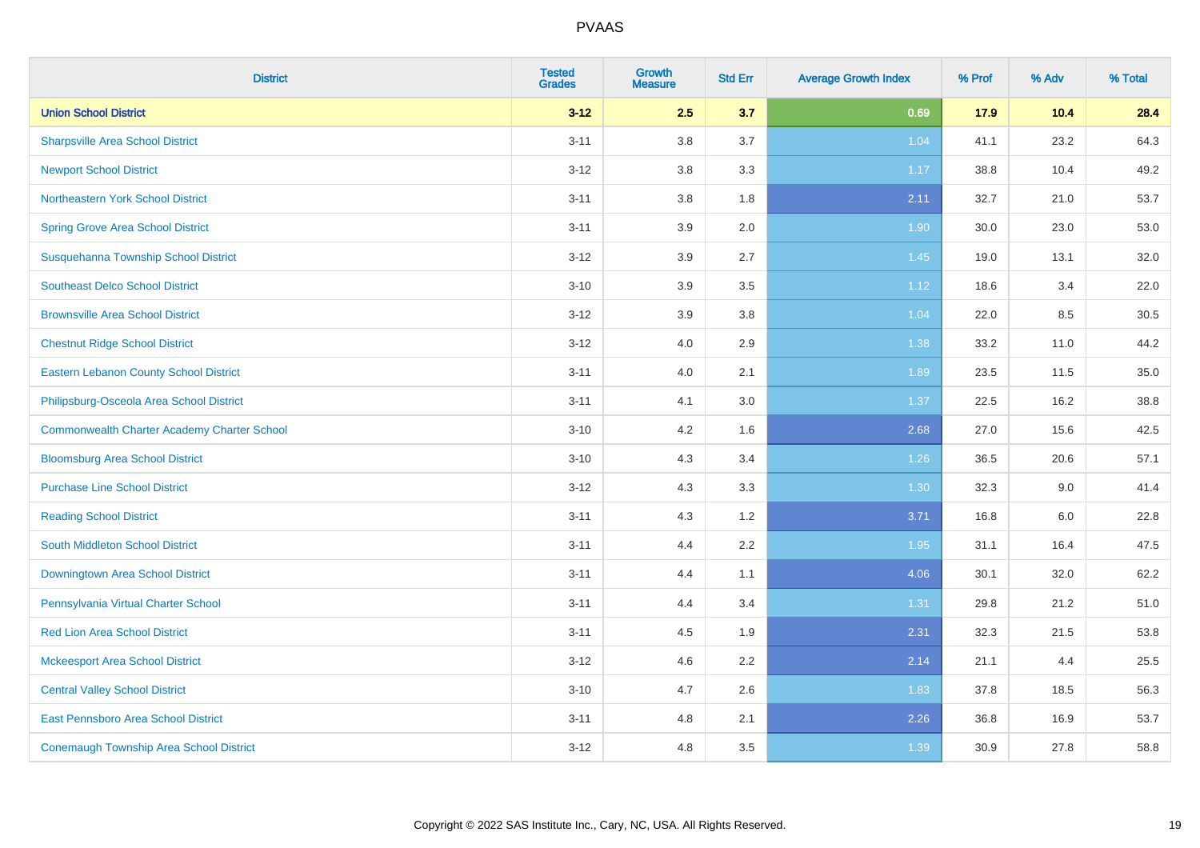# PVAAS

| District | Tested Grades | Growth Measure | Std Err | Average Growth Index | % Prof | % Adv | % Total |
|---|---|---|---|---|---|---|---|
| **Union School District** | **3-12** | **2.5** | **3.7** | **0.69** | **17.9** | **10.4** | **28.4** |
| Sharpsville Area School District | 3-11 | 3.8 | 3.7 | 1.04 | 41.1 | 23.2 | 64.3 |
| Newport School District | 3-12 | 3.8 | 3.3 | 1.17 | 38.8 | 10.4 | 49.2 |
| Northeastern York School District | 3-11 | 3.8 | 1.8 | 2.11 | 32.7 | 21.0 | 53.7 |
| Spring Grove Area School District | 3-11 | 3.9 | 2.0 | 1.90 | 30.0 | 23.0 | 53.0 |
| Susquehanna Township School District | 3-12 | 3.9 | 2.7 | 1.45 | 19.0 | 13.1 | 32.0 |
| Southeast Delco School District | 3-10 | 3.9 | 3.5 | 1.12 | 18.6 | 3.4 | 22.0 |
| Brownsville Area School District | 3-12 | 3.9 | 3.8 | 1.04 | 22.0 | 8.5 | 30.5 |
| Chestnut Ridge School District | 3-12 | 4.0 | 2.9 | 1.38 | 33.2 | 11.0 | 44.2 |
| Eastern Lebanon County School District | 3-11 | 4.0 | 2.1 | 1.89 | 23.5 | 11.5 | 35.0 |
| Philipsburg-Osceola Area School District | 3-11 | 4.1 | 3.0 | 1.37 | 22.5 | 16.2 | 38.8 |
| Commonwealth Charter Academy Charter School | 3-10 | 4.2 | 1.6 | 2.68 | 27.0 | 15.6 | 42.5 |
| Bloomsburg Area School District | 3-10 | 4.3 | 3.4 | 1.26 | 36.5 | 20.6 | 57.1 |
| Purchase Line School District | 3-12 | 4.3 | 3.3 | 1.30 | 32.3 | 9.0 | 41.4 |
| Reading School District | 3-11 | 4.3 | 1.2 | 3.71 | 16.8 | 6.0 | 22.8 |
| South Middleton School District | 3-11 | 4.4 | 2.2 | 1.95 | 31.1 | 16.4 | 47.5 |
| Downingtown Area School District | 3-11 | 4.4 | 1.1 | 4.06 | 30.1 | 32.0 | 62.2 |
| Pennsylvania Virtual Charter School | 3-11 | 4.4 | 3.4 | 1.31 | 29.8 | 21.2 | 51.0 |
| Red Lion Area School District | 3-11 | 4.5 | 1.9 | 2.31 | 32.3 | 21.5 | 53.8 |
| Mckeesport Area School District | 3-12 | 4.6 | 2.2 | 2.14 | 21.1 | 4.4 | 25.5 |
| Central Valley School District | 3-10 | 4.7 | 2.6 | 1.83 | 37.8 | 18.5 | 56.3 |
| East Pennsboro Area School District | 3-11 | 4.8 | 2.1 | 2.26 | 36.8 | 16.9 | 53.7 |
| Conemaugh Township Area School District | 3-12 | 4.8 | 3.5 | 1.39 | 30.9 | 27.8 | 58.8 |

Copyright © 2022 SAS Institute Inc., Cary, NC, USA. All Rights Reserved.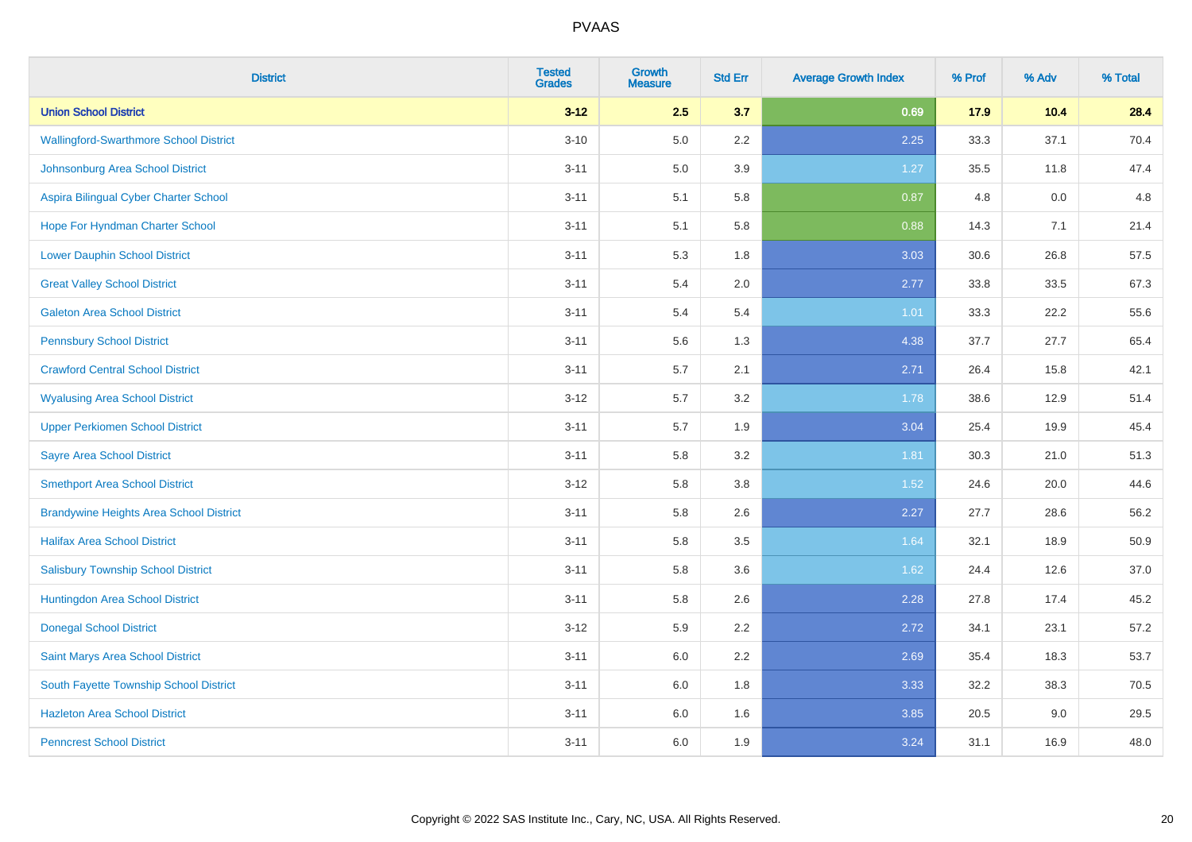| District | Tested Grades | Growth Measure | Std Err | Average Growth Index | % Prof | % Adv | % Total |
|---|---|---|---|---|---|---|---|
| **Union School District** | **3-12** | **2.5** | **3.7** | **0.69** | **17.9** | **10.4** | **28.4** |
| Wallingford-Swarthmore School District | 3-10 | 5.0 | 2.2 | 2.25 | 33.3 | 37.1 | 70.4 |
| Johnsonburg Area School District | 3-11 | 5.0 | 3.9 | 1.27 | 35.5 | 11.8 | 47.4 |
| Aspira Bilingual Cyber Charter School | 3-11 | 5.1 | 5.8 | 0.87 | 4.8 | 0.0 | 4.8 |
| Hope For Hyndman Charter School | 3-11 | 5.1 | 5.8 | 0.88 | 14.3 | 7.1 | 21.4 |
| Lower Dauphin School District | 3-11 | 5.3 | 1.8 | 3.03 | 30.6 | 26.8 | 57.5 |
| Great Valley School District | 3-11 | 5.4 | 2.0 | 2.77 | 33.8 | 33.5 | 67.3 |
| Galeton Area School District | 3-11 | 5.4 | 5.4 | 1.01 | 33.3 | 22.2 | 55.6 |
| Pennsbury School District | 3-11 | 5.6 | 1.3 | 4.38 | 37.7 | 27.7 | 65.4 |
| Crawford Central School District | 3-11 | 5.7 | 2.1 | 2.71 | 26.4 | 15.8 | 42.1 |
| Wyalusing Area School District | 3-12 | 5.7 | 3.2 | 1.78 | 38.6 | 12.9 | 51.4 |
| Upper Perkiomen School District | 3-11 | 5.7 | 1.9 | 3.04 | 25.4 | 19.9 | 45.4 |
| Sayre Area School District | 3-11 | 5.8 | 3.2 | 1.81 | 30.3 | 21.0 | 51.3 |
| Smethport Area School District | 3-12 | 5.8 | 3.8 | 1.52 | 24.6 | 20.0 | 44.6 |
| Brandywine Heights Area School District | 3-11 | 5.8 | 2.6 | 2.27 | 27.7 | 28.6 | 56.2 |
| Halifax Area School District | 3-11 | 5.8 | 3.5 | 1.64 | 32.1 | 18.9 | 50.9 |
| Salisbury Township School District | 3-11 | 5.8 | 3.6 | 1.62 | 24.4 | 12.6 | 37.0 |
| Huntingdon Area School District | 3-11 | 5.8 | 2.6 | 2.28 | 27.8 | 17.4 | 45.2 |
| Donegal School District | 3-12 | 5.9 | 2.2 | 2.72 | 34.1 | 23.1 | 57.2 |
| Saint Marys Area School District | 3-11 | 6.0 | 2.2 | 2.69 | 35.4 | 18.3 | 53.7 |
| South Fayette Township School District | 3-11 | 6.0 | 1.8 | 3.33 | 32.2 | 38.3 | 70.5 |
| Hazleton Area School District | 3-11 | 6.0 | 1.6 | 3.85 | 20.5 | 9.0 | 29.5 |
| Penncrest School District | 3-11 | 6.0 | 1.9 | 3.24 | 31.1 | 16.9 | 48.0 |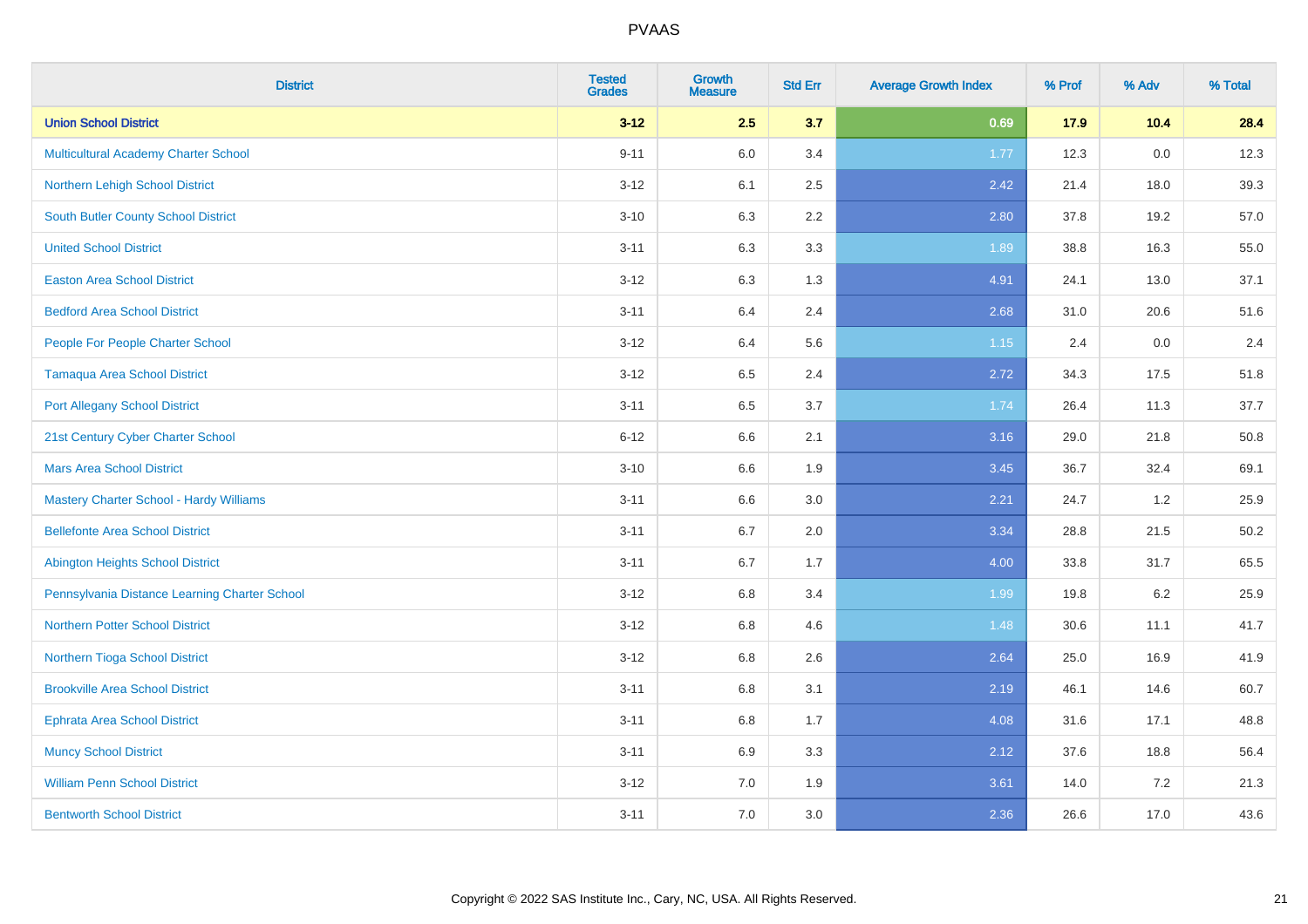| District | Tested Grades | Growth Measure | Std Err | Average Growth Index | % Prof | % Adv | % Total |
|---|---|---|---|---|---|---|---|
| **Union School District** | **3-12** | **2.5** | **3.7** | **0.69** | **17.9** | **10.4** | **28.4** |
| Multicultural Academy Charter School | 9-11 | 6.0 | 3.4 | 1.77 | 12.3 | 0.0 | 12.3 |
| Northern Lehigh School District | 3-12 | 6.1 | 2.5 | 2.42 | 21.4 | 18.0 | 39.3 |
| South Butler County School District | 3-10 | 6.3 | 2.2 | 2.80 | 37.8 | 19.2 | 57.0 |
| United School District | 3-11 | 6.3 | 3.3 | 1.89 | 38.8 | 16.3 | 55.0 |
| Easton Area School District | 3-12 | 6.3 | 1.3 | 4.91 | 24.1 | 13.0 | 37.1 |
| Bedford Area School District | 3-11 | 6.4 | 2.4 | 2.68 | 31.0 | 20.6 | 51.6 |
| People For People Charter School | 3-12 | 6.4 | 5.6 | 1.15 | 2.4 | 0.0 | 2.4 |
| Tamaqua Area School District | 3-12 | 6.5 | 2.4 | 2.72 | 34.3 | 17.5 | 51.8 |
| Port Allegany School District | 3-11 | 6.5 | 3.7 | 1.74 | 26.4 | 11.3 | 37.7 |
| 21st Century Cyber Charter School | 6-12 | 6.6 | 2.1 | 3.16 | 29.0 | 21.8 | 50.8 |
| Mars Area School District | 3-10 | 6.6 | 1.9 | 3.45 | 36.7 | 32.4 | 69.1 |
| Mastery Charter School - Hardy Williams | 3-11 | 6.6 | 3.0 | 2.21 | 24.7 | 1.2 | 25.9 |
| Bellefonte Area School District | 3-11 | 6.7 | 2.0 | 3.34 | 28.8 | 21.5 | 50.2 |
| Abington Heights School District | 3-11 | 6.7 | 1.7 | 4.00 | 33.8 | 31.7 | 65.5 |
| Pennsylvania Distance Learning Charter School | 3-12 | 6.8 | 3.4 | 1.99 | 19.8 | 6.2 | 25.9 |
| Northern Potter School District | 3-12 | 6.8 | 4.6 | 1.48 | 30.6 | 11.1 | 41.7 |
| Northern Tioga School District | 3-12 | 6.8 | 2.6 | 2.64 | 25.0 | 16.9 | 41.9 |
| Brookville Area School District | 3-11 | 6.8 | 3.1 | 2.19 | 46.1 | 14.6 | 60.7 |
| Ephrata Area School District | 3-11 | 6.8 | 1.7 | 4.08 | 31.6 | 17.1 | 48.8 |
| Muncy School District | 3-11 | 6.9 | 3.3 | 2.12 | 37.6 | 18.8 | 56.4 |
| William Penn School District | 3-12 | 7.0 | 1.9 | 3.61 | 14.0 | 7.2 | 21.3 |
| Bentworth School District | 3-11 | 7.0 | 3.0 | 2.36 | 26.6 | 17.0 | 43.6 |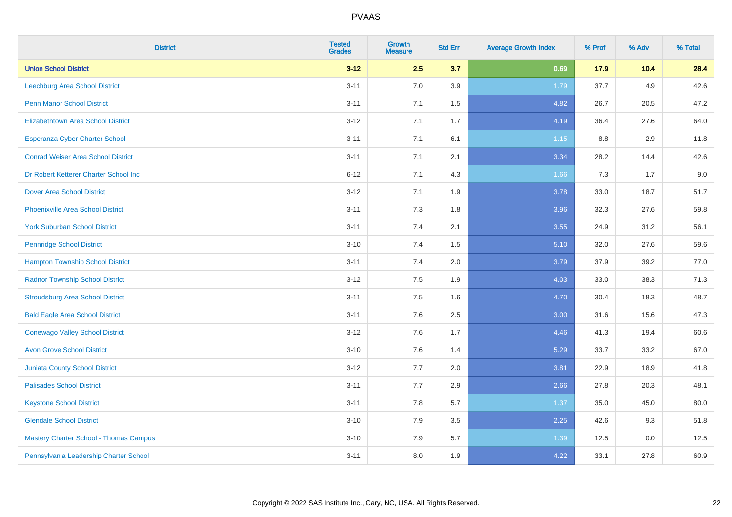# PVAAS

| District | Tested Grades | Growth Measure | Std Err | Average Growth Index | % Prof | % Adv | % Total |
|---|---|---|---|---|---|---|---|
| **Union School District** | **3-12** | **2.5** | **3.7** | **0.69** | **17.9** | **10.4** | **28.4** |
| Leechburg Area School District | 3-11 | 7.0 | 3.9 | 1.79 | 37.7 | 4.9 | 42.6 |
| Penn Manor School District | 3-11 | 7.1 | 1.5 | 4.82 | 26.7 | 20.5 | 47.2 |
| Elizabethtown Area School District | 3-12 | 7.1 | 1.7 | 4.19 | 36.4 | 27.6 | 64.0 |
| Esperanza Cyber Charter School | 3-11 | 7.1 | 6.1 | 1.15 | 8.8 | 2.9 | 11.8 |
| Conrad Weiser Area School District | 3-11 | 7.1 | 2.1 | 3.34 | 28.2 | 14.4 | 42.6 |
| Dr Robert Ketterer Charter School Inc | 6-12 | 7.1 | 4.3 | 1.66 | 7.3 | 1.7 | 9.0 |
| Dover Area School District | 3-12 | 7.1 | 1.9 | 3.78 | 33.0 | 18.7 | 51.7 |
| Phoenixville Area School District | 3-11 | 7.3 | 1.8 | 3.96 | 32.3 | 27.6 | 59.8 |
| York Suburban School District | 3-11 | 7.4 | 2.1 | 3.55 | 24.9 | 31.2 | 56.1 |
| Pennridge School District | 3-10 | 7.4 | 1.5 | 5.10 | 32.0 | 27.6 | 59.6 |
| Hampton Township School District | 3-11 | 7.4 | 2.0 | 3.79 | 37.9 | 39.2 | 77.0 |
| Radnor Township School District | 3-12 | 7.5 | 1.9 | 4.03 | 33.0 | 38.3 | 71.3 |
| Stroudsburg Area School District | 3-11 | 7.5 | 1.6 | 4.70 | 30.4 | 18.3 | 48.7 |
| Bald Eagle Area School District | 3-11 | 7.6 | 2.5 | 3.00 | 31.6 | 15.6 | 47.3 |
| Conewago Valley School District | 3-12 | 7.6 | 1.7 | 4.46 | 41.3 | 19.4 | 60.6 |
| Avon Grove School District | 3-10 | 7.6 | 1.4 | 5.29 | 33.7 | 33.2 | 67.0 |
| Juniata County School District | 3-12 | 7.7 | 2.0 | 3.81 | 22.9 | 18.9 | 41.8 |
| Palisades School District | 3-11 | 7.7 | 2.9 | 2.66 | 27.8 | 20.3 | 48.1 |
| Keystone School District | 3-11 | 7.8 | 5.7 | 1.37 | 35.0 | 45.0 | 80.0 |
| Glendale School District | 3-10 | 7.9 | 3.5 | 2.25 | 42.6 | 9.3 | 51.8 |
| Mastery Charter School - Thomas Campus | 3-10 | 7.9 | 5.7 | 1.39 | 12.5 | 0.0 | 12.5 |
| Pennsylvania Leadership Charter School | 3-11 | 8.0 | 1.9 | 4.22 | 33.1 | 27.8 | 60.9 |

Copyright © 2022 SAS Institute Inc., Cary, NC, USA. All Rights Reserved.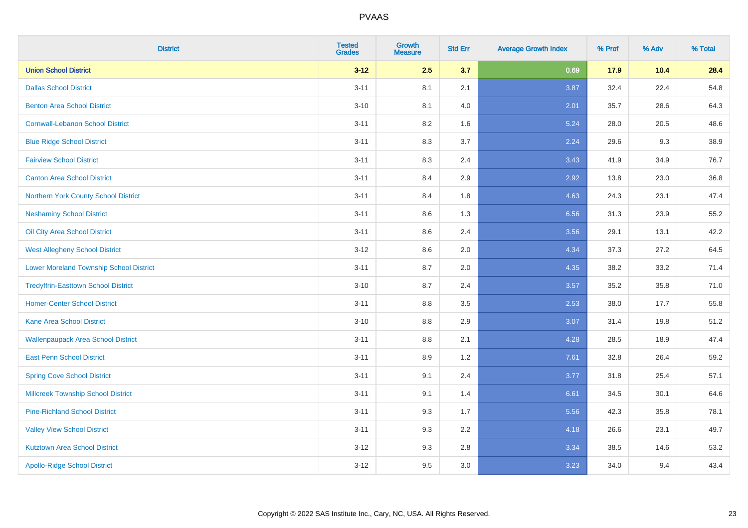# PVAAS

| District | Tested Grades | Growth Measure | Std Err | Average Growth Index | % Prof | % Adv | % Total |
|---|---|---|---|---|---|---|---|
| **Union School District** | **3-12** | **2.5** | **3.7** | **0.69** | **17.9** | **10.4** | **28.4** |
| Dallas School District | 3-11 | 8.1 | 2.1 | 3.87 | 32.4 | 22.4 | 54.8 |
| Benton Area School District | 3-10 | 8.1 | 4.0 | 2.01 | 35.7 | 28.6 | 64.3 |
| Cornwall-Lebanon School District | 3-11 | 8.2 | 1.6 | 5.24 | 28.0 | 20.5 | 48.6 |
| Blue Ridge School District | 3-11 | 8.3 | 3.7 | 2.24 | 29.6 | 9.3 | 38.9 |
| Fairview School District | 3-11 | 8.3 | 2.4 | 3.43 | 41.9 | 34.9 | 76.7 |
| Canton Area School District | 3-11 | 8.4 | 2.9 | 2.92 | 13.8 | 23.0 | 36.8 |
| Northern York County School District | 3-11 | 8.4 | 1.8 | 4.63 | 24.3 | 23.1 | 47.4 |
| Neshaminy School District | 3-11 | 8.6 | 1.3 | 6.56 | 31.3 | 23.9 | 55.2 |
| Oil City Area School District | 3-11 | 8.6 | 2.4 | 3.56 | 29.1 | 13.1 | 42.2 |
| West Allegheny School District | 3-12 | 8.6 | 2.0 | 4.34 | 37.3 | 27.2 | 64.5 |
| Lower Moreland Township School District | 3-11 | 8.7 | 2.0 | 4.35 | 38.2 | 33.2 | 71.4 |
| Tredyffrin-Easttown School District | 3-10 | 8.7 | 2.4 | 3.57 | 35.2 | 35.8 | 71.0 |
| Homer-Center School District | 3-11 | 8.8 | 3.5 | 2.53 | 38.0 | 17.7 | 55.8 |
| Kane Area School District | 3-10 | 8.8 | 2.9 | 3.07 | 31.4 | 19.8 | 51.2 |
| Wallenpaupack Area School District | 3-11 | 8.8 | 2.1 | 4.28 | 28.5 | 18.9 | 47.4 |
| East Penn School District | 3-11 | 8.9 | 1.2 | 7.61 | 32.8 | 26.4 | 59.2 |
| Spring Cove School District | 3-11 | 9.1 | 2.4 | 3.77 | 31.8 | 25.4 | 57.1 |
| Millcreek Township School District | 3-11 | 9.1 | 1.4 | 6.61 | 34.5 | 30.1 | 64.6 |
| Pine-Richland School District | 3-11 | 9.3 | 1.7 | 5.56 | 42.3 | 35.8 | 78.1 |
| Valley View School District | 3-11 | 9.3 | 2.2 | 4.18 | 26.6 | 23.1 | 49.7 |
| Kutztown Area School District | 3-12 | 9.3 | 2.8 | 3.34 | 38.5 | 14.6 | 53.2 |
| Apollo-Ridge School District | 3-12 | 9.5 | 3.0 | 3.23 | 34.0 | 9.4 | 43.4 |

Copyright © 2022 SAS Institute Inc., Cary, NC, USA. All Rights Reserved.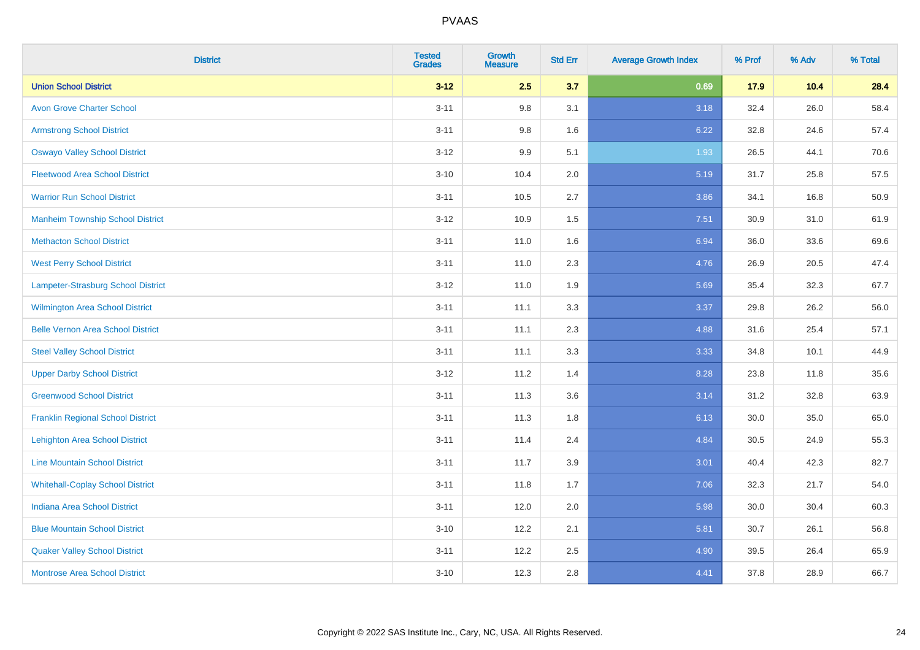| District | Tested Grades | Growth Measure | Std Err | Average Growth Index | % Prof | % Adv | % Total |
|---|---|---|---|---|---|---|---|
| **Union School District** | **3-12** | **2.5** | **3.7** | **0.69** | **17.9** | **10.4** | **28.4** |
| Avon Grove Charter School | 3-11 | 9.8 | 3.1 | 3.18 | 32.4 | 26.0 | 58.4 |
| Armstrong School District | 3-11 | 9.8 | 1.6 | 6.22 | 32.8 | 24.6 | 57.4 |
| Oswayo Valley School District | 3-12 | 9.9 | 5.1 | 1.93 | 26.5 | 44.1 | 70.6 |
| Fleetwood Area School District | 3-10 | 10.4 | 2.0 | 5.19 | 31.7 | 25.8 | 57.5 |
| Warrior Run School District | 3-11 | 10.5 | 2.7 | 3.86 | 34.1 | 16.8 | 50.9 |
| Manheim Township School District | 3-12 | 10.9 | 1.5 | 7.51 | 30.9 | 31.0 | 61.9 |
| Methacton School District | 3-11 | 11.0 | 1.6 | 6.94 | 36.0 | 33.6 | 69.6 |
| West Perry School District | 3-11 | 11.0 | 2.3 | 4.76 | 26.9 | 20.5 | 47.4 |
| Lampeter-Strasburg School District | 3-12 | 11.0 | 1.9 | 5.69 | 35.4 | 32.3 | 67.7 |
| Wilmington Area School District | 3-11 | 11.1 | 3.3 | 3.37 | 29.8 | 26.2 | 56.0 |
| Belle Vernon Area School District | 3-11 | 11.1 | 2.3 | 4.88 | 31.6 | 25.4 | 57.1 |
| Steel Valley School District | 3-11 | 11.1 | 3.3 | 3.33 | 34.8 | 10.1 | 44.9 |
| Upper Darby School District | 3-12 | 11.2 | 1.4 | 8.28 | 23.8 | 11.8 | 35.6 |
| Greenwood School District | 3-11 | 11.3 | 3.6 | 3.14 | 31.2 | 32.8 | 63.9 |
| Franklin Regional School District | 3-11 | 11.3 | 1.8 | 6.13 | 30.0 | 35.0 | 65.0 |
| Lehighton Area School District | 3-11 | 11.4 | 2.4 | 4.84 | 30.5 | 24.9 | 55.3 |
| Line Mountain School District | 3-11 | 11.7 | 3.9 | 3.01 | 40.4 | 42.3 | 82.7 |
| Whitehall-Coplay School District | 3-11 | 11.8 | 1.7 | 7.06 | 32.3 | 21.7 | 54.0 |
| Indiana Area School District | 3-11 | 12.0 | 2.0 | 5.98 | 30.0 | 30.4 | 60.3 |
| Blue Mountain School District | 3-10 | 12.2 | 2.1 | 5.81 | 30.7 | 26.1 | 56.8 |
| Quaker Valley School District | 3-11 | 12.2 | 2.5 | 4.90 | 39.5 | 26.4 | 65.9 |
| Montrose Area School District | 3-10 | 12.3 | 2.8 | 4.41 | 37.8 | 28.9 | 66.7 |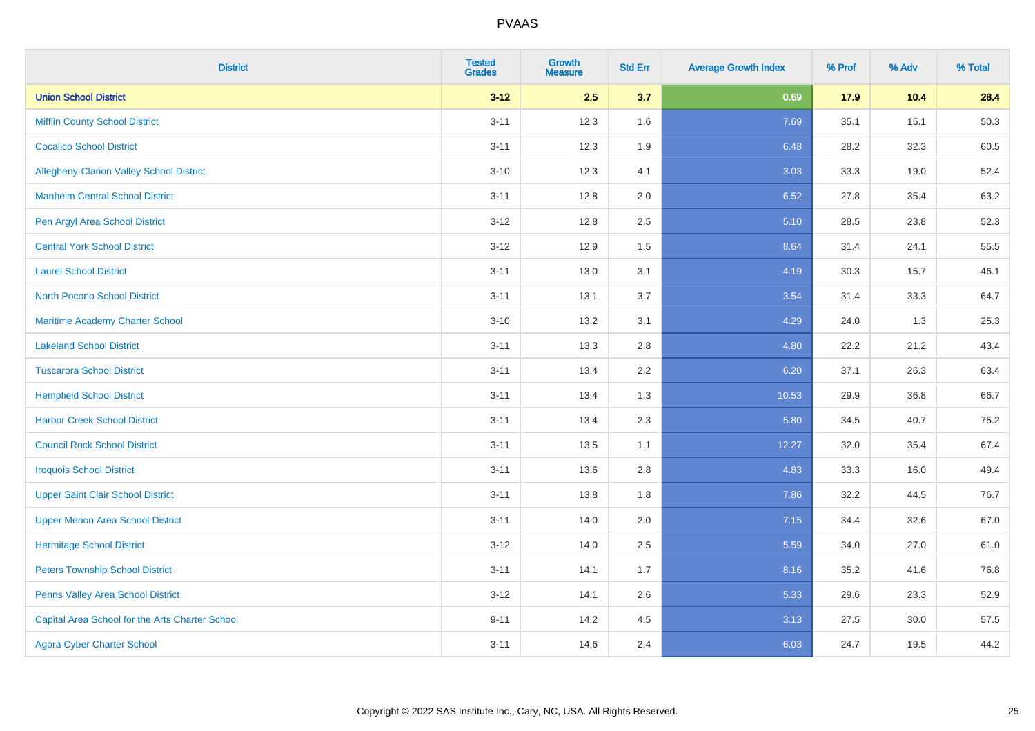# PVAAS

| District | Tested Grades | Growth Measure | Std Err | Average Growth Index | % Prof | % Adv | % Total |
|---|---|---|---|---|---|---|---|
| **Union School District** | **3-12** | **2.5** | **3.7** | **0.69** | **17.9** | **10.4** | **28.4** |
| Mifflin County School District | 3-11 | 12.3 | 1.6 | 7.69 | 35.1 | 15.1 | 50.3 |
| Cocalico School District | 3-11 | 12.3 | 1.9 | 6.48 | 28.2 | 32.3 | 60.5 |
| Allegheny-Clarion Valley School District | 3-10 | 12.3 | 4.1 | 3.03 | 33.3 | 19.0 | 52.4 |
| Manheim Central School District | 3-11 | 12.8 | 2.0 | 6.52 | 27.8 | 35.4 | 63.2 |
| Pen Argyl Area School District | 3-12 | 12.8 | 2.5 | 5.10 | 28.5 | 23.8 | 52.3 |
| Central York School District | 3-12 | 12.9 | 1.5 | 8.64 | 31.4 | 24.1 | 55.5 |
| Laurel School District | 3-11 | 13.0 | 3.1 | 4.19 | 30.3 | 15.7 | 46.1 |
| North Pocono School District | 3-11 | 13.1 | 3.7 | 3.54 | 31.4 | 33.3 | 64.7 |
| Maritime Academy Charter School | 3-10 | 13.2 | 3.1 | 4.29 | 24.0 | 1.3 | 25.3 |
| Lakeland School District | 3-11 | 13.3 | 2.8 | 4.80 | 22.2 | 21.2 | 43.4 |
| Tuscarora School District | 3-11 | 13.4 | 2.2 | 6.20 | 37.1 | 26.3 | 63.4 |
| Hempfield School District | 3-11 | 13.4 | 1.3 | 10.53 | 29.9 | 36.8 | 66.7 |
| Harbor Creek School District | 3-11 | 13.4 | 2.3 | 5.80 | 34.5 | 40.7 | 75.2 |
| Council Rock School District | 3-11 | 13.5 | 1.1 | 12.27 | 32.0 | 35.4 | 67.4 |
| Iroquois School District | 3-11 | 13.6 | 2.8 | 4.83 | 33.3 | 16.0 | 49.4 |
| Upper Saint Clair School District | 3-11 | 13.8 | 1.8 | 7.86 | 32.2 | 44.5 | 76.7 |
| Upper Merion Area School District | 3-11 | 14.0 | 2.0 | 7.15 | 34.4 | 32.6 | 67.0 |
| Hermitage School District | 3-12 | 14.0 | 2.5 | 5.59 | 34.0 | 27.0 | 61.0 |
| Peters Township School District | 3-11 | 14.1 | 1.7 | 8.16 | 35.2 | 41.6 | 76.8 |
| Penns Valley Area School District | 3-12 | 14.1 | 2.6 | 5.33 | 29.6 | 23.3 | 52.9 |
| Capital Area School for the Arts Charter School | 9-11 | 14.2 | 4.5 | 3.13 | 27.5 | 30.0 | 57.5 |
| Agora Cyber Charter School | 3-11 | 14.6 | 2.4 | 6.03 | 24.7 | 19.5 | 44.2 |

Copyright © 2022 SAS Institute Inc., Cary, NC, USA. All Rights Reserved.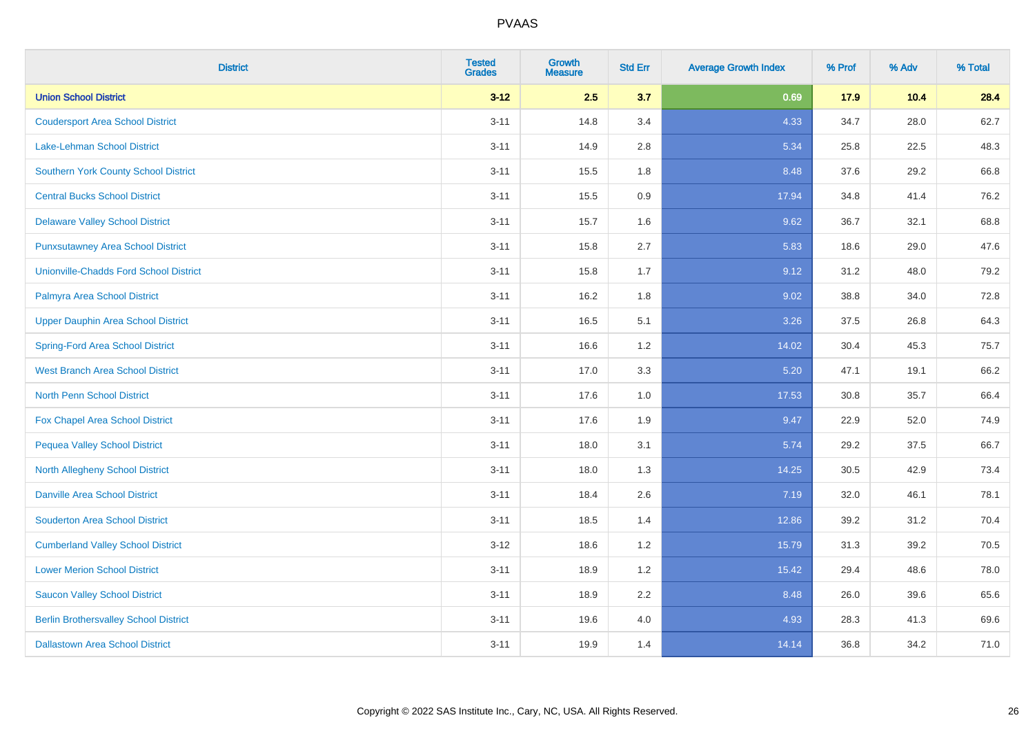# PVAAS

| District | Tested Grades | Growth Measure | Std Err | Average Growth Index | % Prof | % Adv | % Total |
|---|---|---|---|---|---|---|---|
| **Union School District** | **3-12** | **2.5** | **3.7** | **0.69** | **17.9** | **10.4** | **28.4** |
| Coudersport Area School District | 3-11 | 14.8 | 3.4 | 4.33 | 34.7 | 28.0 | 62.7 |
| Lake-Lehman School District | 3-11 | 14.9 | 2.8 | 5.34 | 25.8 | 22.5 | 48.3 |
| Southern York County School District | 3-11 | 15.5 | 1.8 | 8.48 | 37.6 | 29.2 | 66.8 |
| Central Bucks School District | 3-11 | 15.5 | 0.9 | 17.94 | 34.8 | 41.4 | 76.2 |
| Delaware Valley School District | 3-11 | 15.7 | 1.6 | 9.62 | 36.7 | 32.1 | 68.8 |
| Punxsutawney Area School District | 3-11 | 15.8 | 2.7 | 5.83 | 18.6 | 29.0 | 47.6 |
| Unionville-Chadds Ford School District | 3-11 | 15.8 | 1.7 | 9.12 | 31.2 | 48.0 | 79.2 |
| Palmyra Area School District | 3-11 | 16.2 | 1.8 | 9.02 | 38.8 | 34.0 | 72.8 |
| Upper Dauphin Area School District | 3-11 | 16.5 | 5.1 | 3.26 | 37.5 | 26.8 | 64.3 |
| Spring-Ford Area School District | 3-11 | 16.6 | 1.2 | 14.02 | 30.4 | 45.3 | 75.7 |
| West Branch Area School District | 3-11 | 17.0 | 3.3 | 5.20 | 47.1 | 19.1 | 66.2 |
| North Penn School District | 3-11 | 17.6 | 1.0 | 17.53 | 30.8 | 35.7 | 66.4 |
| Fox Chapel Area School District | 3-11 | 17.6 | 1.9 | 9.47 | 22.9 | 52.0 | 74.9 |
| Pequea Valley School District | 3-11 | 18.0 | 3.1 | 5.74 | 29.2 | 37.5 | 66.7 |
| North Allegheny School District | 3-11 | 18.0 | 1.3 | 14.25 | 30.5 | 42.9 | 73.4 |
| Danville Area School District | 3-11 | 18.4 | 2.6 | 7.19 | 32.0 | 46.1 | 78.1 |
| Souderton Area School District | 3-11 | 18.5 | 1.4 | 12.86 | 39.2 | 31.2 | 70.4 |
| Cumberland Valley School District | 3-12 | 18.6 | 1.2 | 15.79 | 31.3 | 39.2 | 70.5 |
| Lower Merion School District | 3-11 | 18.9 | 1.2 | 15.42 | 29.4 | 48.6 | 78.0 |
| Saucon Valley School District | 3-11 | 18.9 | 2.2 | 8.48 | 26.0 | 39.6 | 65.6 |
| Berlin Brothersvalley School District | 3-11 | 19.6 | 4.0 | 4.93 | 28.3 | 41.3 | 69.6 |
| Dallastown Area School District | 3-11 | 19.9 | 1.4 | 14.14 | 36.8 | 34.2 | 71.0 |

Copyright © 2022 SAS Institute Inc., Cary, NC, USA. All Rights Reserved.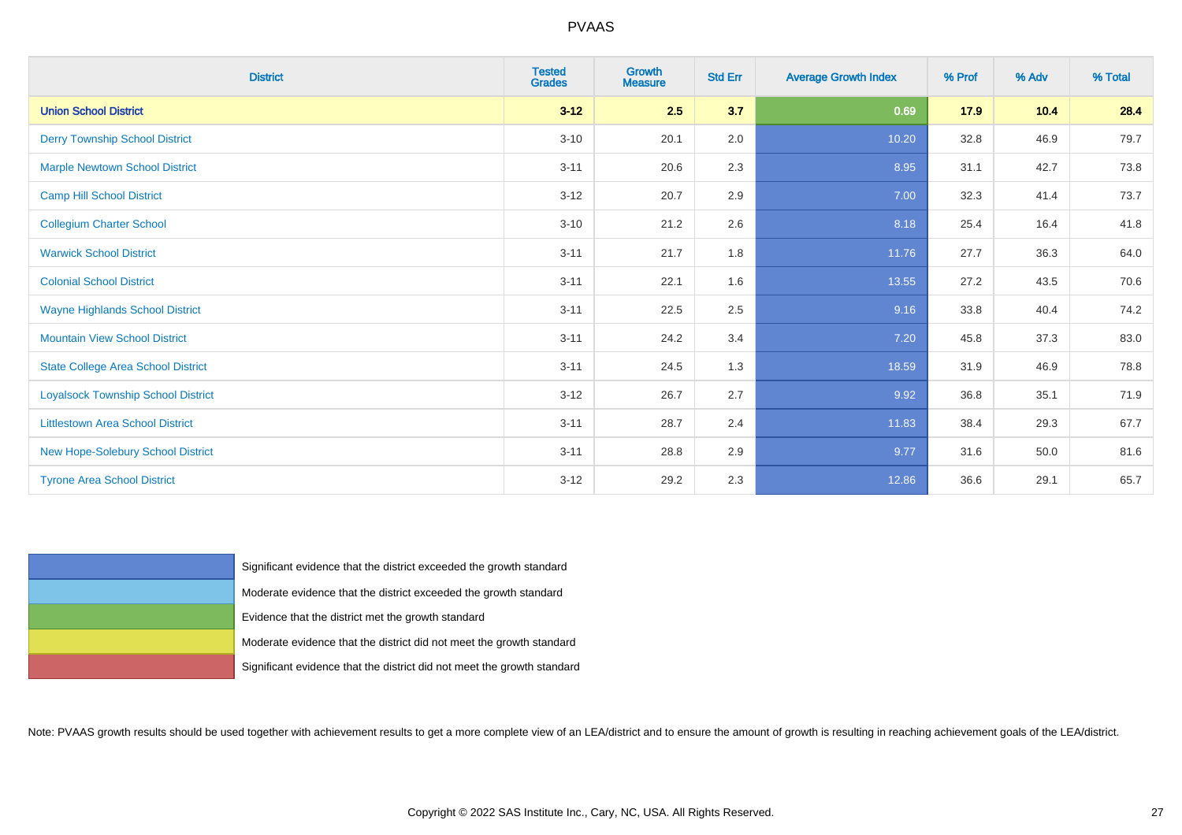PVAAS

| District | Tested Grades | Growth Measure | Std Err | Average Growth Index | % Prof | % Adv | % Total |
|---|---|---|---|---|---|---|---|
| **Union School District** | **3-12** | **2.5** | **3.7** | **0.69** | **17.9** | **10.4** | **28.4** |
| Derry Township School District | 3-10 | 20.1 | 2.0 | 10.20 | 32.8 | 46.9 | 79.7 |
| Marple Newtown School District | 3-11 | 20.6 | 2.3 | 8.95 | 31.1 | 42.7 | 73.8 |
| Camp Hill School District | 3-12 | 20.7 | 2.9 | 7.00 | 32.3 | 41.4 | 73.7 |
| Collegium Charter School | 3-10 | 21.2 | 2.6 | 8.18 | 25.4 | 16.4 | 41.8 |
| Warwick School District | 3-11 | 21.7 | 1.8 | 11.76 | 27.7 | 36.3 | 64.0 |
| Colonial School District | 3-11 | 22.1 | 1.6 | 13.55 | 27.2 | 43.5 | 70.6 |
| Wayne Highlands School District | 3-11 | 22.5 | 2.5 | 9.16 | 33.8 | 40.4 | 74.2 |
| Mountain View School District | 3-11 | 24.2 | 3.4 | 7.20 | 45.8 | 37.3 | 83.0 |
| State College Area School District | 3-11 | 24.5 | 1.3 | 18.59 | 31.9 | 46.9 | 78.8 |
| Loyalsock Township School District | 3-12 | 26.7 | 2.7 | 9.92 | 36.8 | 35.1 | 71.9 |
| Littlestown Area School District | 3-11 | 28.7 | 2.4 | 11.83 | 38.4 | 29.3 | 67.7 |
| New Hope-Solebury School District | 3-11 | 28.8 | 2.9 | 9.77 | 31.6 | 50.0 | 81.6 |
| Tyrone Area School District | 3-12 | 29.2 | 2.3 | 12.86 | 36.6 | 29.1 | 65.7 |

Significant evidence that the district exceeded the growth standard

Moderate evidence that the district exceeded the growth standard

Evidence that the district met the growth standard

Moderate evidence that the district did not meet the growth standard

Significant evidence that the district did not meet the growth standard

Note: PVAAS growth results should be used together with achievement results to get a more complete view of an LEA/district and to ensure the amount of growth is resulting in reaching achievement goals of the LEA/district.

Copyright © 2022 SAS Institute Inc., Cary, NC, USA. All Rights Reserved.